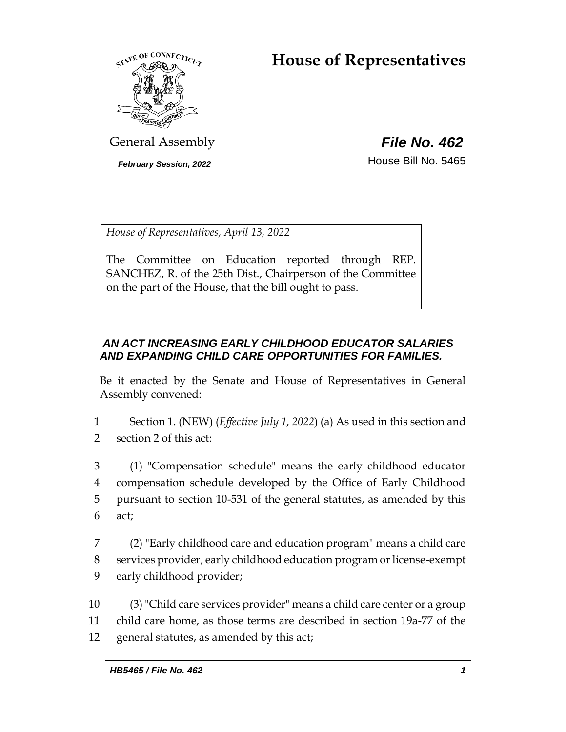# House of Representatives

General Assembly

***File No. 462***

***February Session, 2022***

House Bill No. 5465

*House of Representatives, April 13, 2022*

The Committee on Education reported through REP. SANCHEZ, R. of the 25th Dist., Chairperson of the Committee on the part of the House, that the bill ought to pass.

***AN ACT INCREASING EARLY CHILDHOOD EDUCATOR SALARIES AND EXPANDING CHILD CARE OPPORTUNITIES FOR FAMILIES.***

Be it enacted by the Senate and House of Representatives in General Assembly convened:

1 Section 1. (NEW) (*Effective July 1, 2022*) (a) As used in this section and
2 section 2 of this act:

3 (1) "Compensation schedule" means the early childhood educator
4 compensation schedule developed by the Office of Early Childhood
5 pursuant to section 10-531 of the general statutes, as amended by this
6 act;

7 (2) "Early childhood care and education program" means a child care
8 services provider, early childhood education program or license-exempt
9 early childhood provider;

10 (3) "Child care services provider" means a child care center or a group
11 child care home, as those terms are described in section 19a-77 of the
12 general statutes, as amended by this act;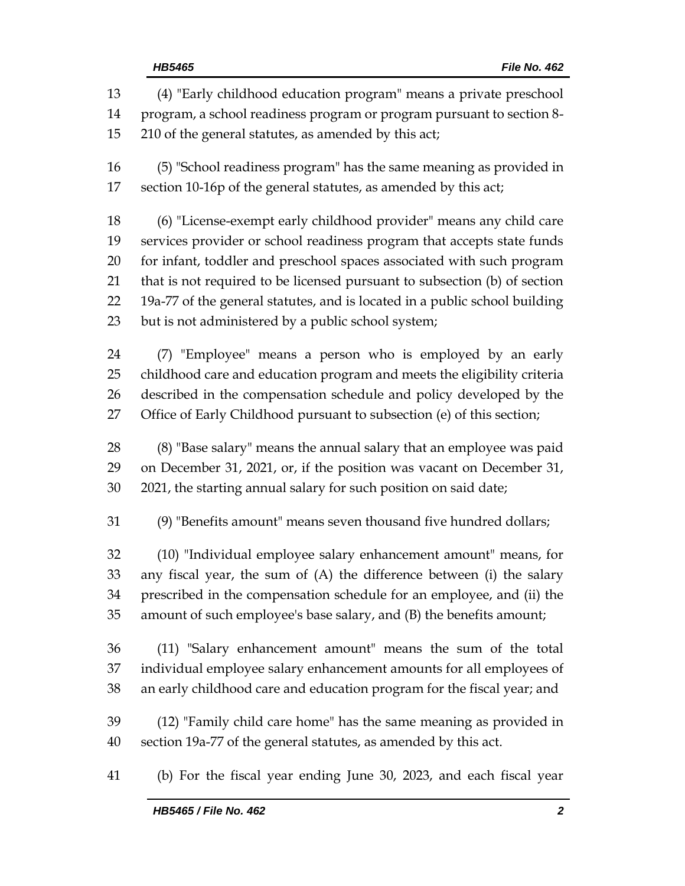(4) "Early childhood education program" means a private preschool program, a school readiness program or program pursuant to section 8-210 of the general statutes, as amended by this act;

(5) "School readiness program" has the same meaning as provided in section 10-16p of the general statutes, as amended by this act;

(6) "License-exempt early childhood provider" means any child care services provider or school readiness program that accepts state funds for infant, toddler and preschool spaces associated with such program that is not required to be licensed pursuant to subsection (b) of section 19a-77 of the general statutes, and is located in a public school building but is not administered by a public school system;

(7) "Employee" means a person who is employed by an early childhood care and education program and meets the eligibility criteria described in the compensation schedule and policy developed by the Office of Early Childhood pursuant to subsection (e) of this section;

(8) "Base salary" means the annual salary that an employee was paid on December 31, 2021, or, if the position was vacant on December 31, 2021, the starting annual salary for such position on said date;

(9) "Benefits amount" means seven thousand five hundred dollars;

(10) "Individual employee salary enhancement amount" means, for any fiscal year, the sum of (A) the difference between (i) the salary prescribed in the compensation schedule for an employee, and (ii) the amount of such employee's base salary, and (B) the benefits amount;

(11) "Salary enhancement amount" means the sum of the total individual employee salary enhancement amounts for all employees of an early childhood care and education program for the fiscal year; and

(12) "Family child care home" has the same meaning as provided in section 19a-77 of the general statutes, as amended by this act.

(b) For the fiscal year ending June 30, 2023, and each fiscal year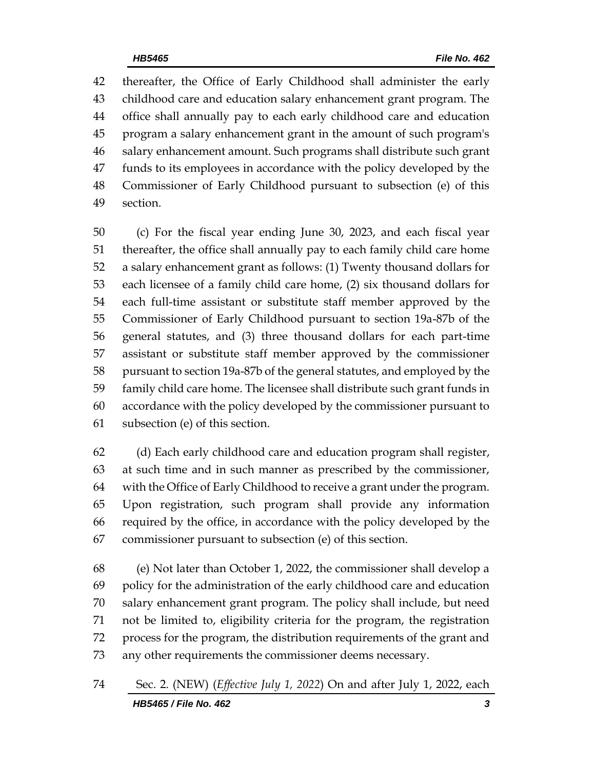thereafter, the Office of Early Childhood shall administer the early childhood care and education salary enhancement grant program. The office shall annually pay to each early childhood care and education program a salary enhancement grant in the amount of such program's salary enhancement amount. Such programs shall distribute such grant funds to its employees in accordance with the policy developed by the Commissioner of Early Childhood pursuant to subsection (e) of this section.

(c) For the fiscal year ending June 30, 2023, and each fiscal year thereafter, the office shall annually pay to each family child care home a salary enhancement grant as follows: (1) Twenty thousand dollars for each licensee of a family child care home, (2) six thousand dollars for each full-time assistant or substitute staff member approved by the Commissioner of Early Childhood pursuant to section 19a-87b of the general statutes, and (3) three thousand dollars for each part-time assistant or substitute staff member approved by the commissioner pursuant to section 19a-87b of the general statutes, and employed by the family child care home. The licensee shall distribute such grant funds in accordance with the policy developed by the commissioner pursuant to subsection (e) of this section.

(d) Each early childhood care and education program shall register, at such time and in such manner as prescribed by the commissioner, with the Office of Early Childhood to receive a grant under the program. Upon registration, such program shall provide any information required by the office, in accordance with the policy developed by the commissioner pursuant to subsection (e) of this section.

(e) Not later than October 1, 2022, the commissioner shall develop a policy for the administration of the early childhood care and education salary enhancement grant program. The policy shall include, but need not be limited to, eligibility criteria for the program, the registration process for the program, the distribution requirements of the grant and any other requirements the commissioner deems necessary.

Sec. 2. (NEW) (*Effective July 1, 2022*) On and after July 1, 2022, each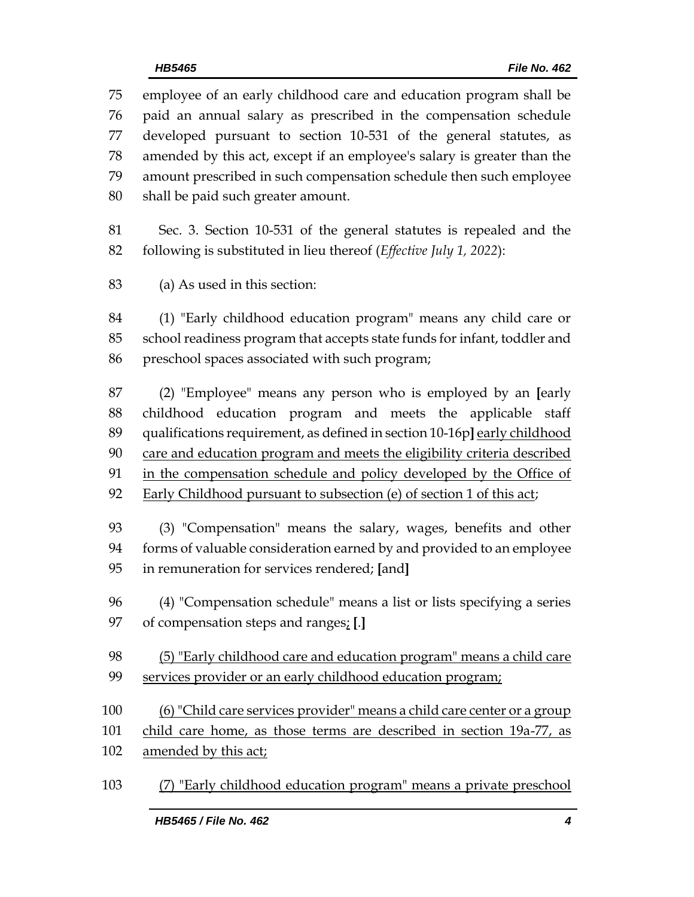75 employee of an early childhood care and education program shall be
76 paid an annual salary as prescribed in the compensation schedule
77 developed pursuant to section 10-531 of the general statutes, as
78 amended by this act, except if an employee's salary is greater than the
79 amount prescribed in such compensation schedule then such employee
80 shall be paid such greater amount.

81 Sec. 3. Section 10-531 of the general statutes is repealed and the
82 following is substituted in lieu thereof (*Effective July 1, 2022*):

83 (a) As used in this section:

84 (1) "Early childhood education program" means any child care or
85 school readiness program that accepts state funds for infant, toddler and
86 preschool spaces associated with such program;

87 (2) "Employee" means any person who is employed by an **[**early
88 childhood education program and meets the applicable staff
89 qualifications requirement, as defined in section 10-16p**]** <u>early childhood</u>
90 <u>care and education program and meets the eligibility criteria described</u>
91 <u>in the compensation schedule and policy developed by the Office of</u>
92 <u>Early Childhood pursuant to subsection (e) of section 1 of this act</u>;

93 (3) "Compensation" means the salary, wages, benefits and other
94 forms of valuable consideration earned by and provided to an employee
95 in remuneration for services rendered; **[**and**]**

96 (4) "Compensation schedule" means a list or lists specifying a series
97 of compensation steps and ranges<u>;</u> **[**.**]**

98 <u>(5) "Early childhood care and education program" means a child care</u>
99 <u>services provider or an early childhood education program;</u>

100 <u>(6) "Child care services provider" means a child care center or a group</u>
101 <u>child care home, as those terms are described in section 19a-77, as</u>
102 <u>amended by this act;</u>

103 <u>(7) "Early childhood education program" means a private preschool</u>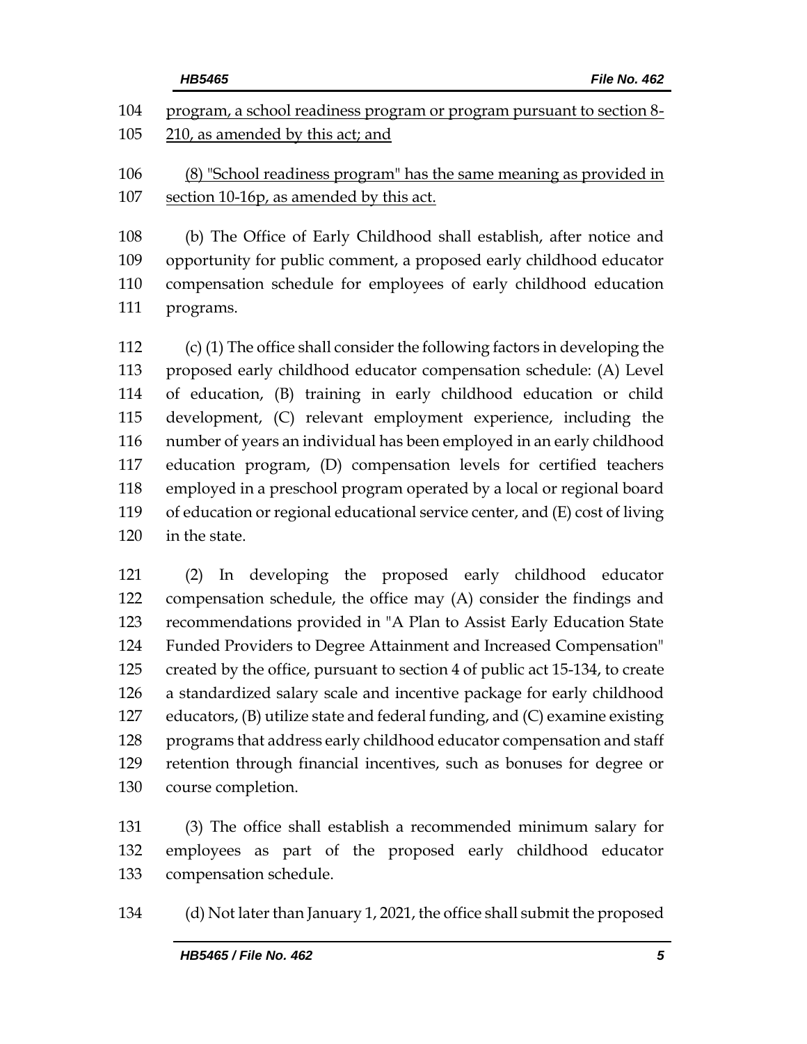program, a school readiness program or program pursuant to section 8-210, as amended by this act; and

(8) "School readiness program" has the same meaning as provided in section 10-16p, as amended by this act.

(b) The Office of Early Childhood shall establish, after notice and opportunity for public comment, a proposed early childhood educator compensation schedule for employees of early childhood education programs.

(c) (1) The office shall consider the following factors in developing the proposed early childhood educator compensation schedule: (A) Level of education, (B) training in early childhood education or child development, (C) relevant employment experience, including the number of years an individual has been employed in an early childhood education program, (D) compensation levels for certified teachers employed in a preschool program operated by a local or regional board of education or regional educational service center, and (E) cost of living in the state.

(2) In developing the proposed early childhood educator compensation schedule, the office may (A) consider the findings and recommendations provided in "A Plan to Assist Early Education State Funded Providers to Degree Attainment and Increased Compensation" created by the office, pursuant to section 4 of public act 15-134, to create a standardized salary scale and incentive package for early childhood educators, (B) utilize state and federal funding, and (C) examine existing programs that address early childhood educator compensation and staff retention through financial incentives, such as bonuses for degree or course completion.

(3) The office shall establish a recommended minimum salary for employees as part of the proposed early childhood educator compensation schedule.

(d) Not later than January 1, 2021, the office shall submit the proposed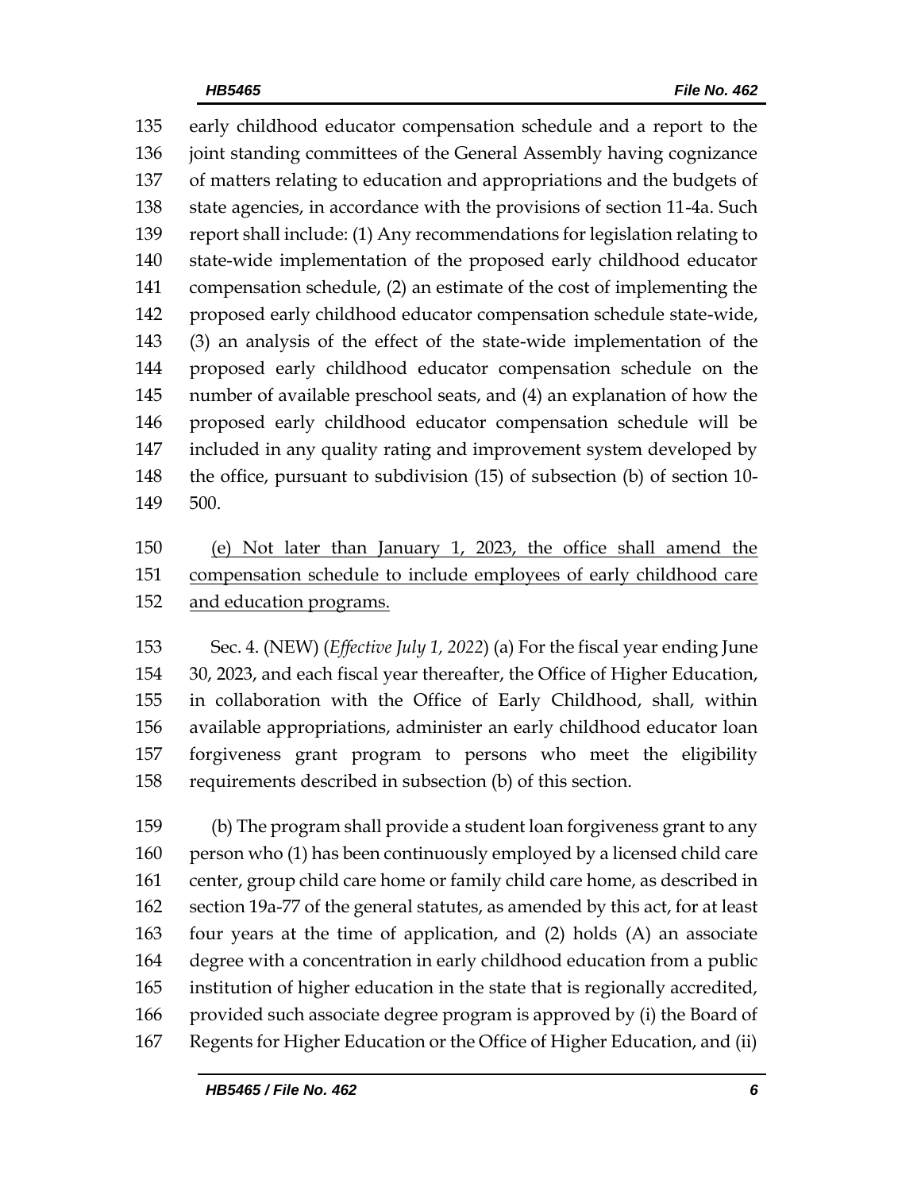early childhood educator compensation schedule and a report to the joint standing committees of the General Assembly having cognizance of matters relating to education and appropriations and the budgets of state agencies, in accordance with the provisions of section 11-4a. Such report shall include: (1) Any recommendations for legislation relating to state-wide implementation of the proposed early childhood educator compensation schedule, (2) an estimate of the cost of implementing the proposed early childhood educator compensation schedule state-wide, (3) an analysis of the effect of the state-wide implementation of the proposed early childhood educator compensation schedule on the number of available preschool seats, and (4) an explanation of how the proposed early childhood educator compensation schedule will be included in any quality rating and improvement system developed by the office, pursuant to subdivision (15) of subsection (b) of section 10-500.

<u>(e) Not later than January 1, 2023, the office shall amend the compensation schedule to include employees of early childhood care and education programs.</u>

Sec. 4. (NEW) (*Effective July 1, 2022*) (a) For the fiscal year ending June 30, 2023, and each fiscal year thereafter, the Office of Higher Education, in collaboration with the Office of Early Childhood, shall, within available appropriations, administer an early childhood educator loan forgiveness grant program to persons who meet the eligibility requirements described in subsection (b) of this section.

(b) The program shall provide a student loan forgiveness grant to any person who (1) has been continuously employed by a licensed child care center, group child care home or family child care home, as described in section 19a-77 of the general statutes, as amended by this act, for at least four years at the time of application, and (2) holds (A) an associate degree with a concentration in early childhood education from a public institution of higher education in the state that is regionally accredited, provided such associate degree program is approved by (i) the Board of Regents for Higher Education or the Office of Higher Education, and (ii)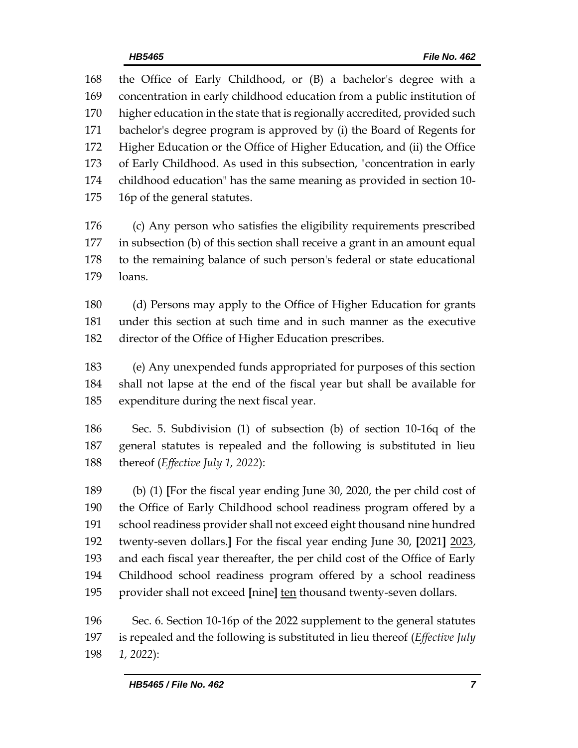168 the Office of Early Childhood, or (B) a bachelor's degree with a
169 concentration in early childhood education from a public institution of
170 higher education in the state that is regionally accredited, provided such
171 bachelor's degree program is approved by (i) the Board of Regents for
172 Higher Education or the Office of Higher Education, and (ii) the Office
173 of Early Childhood. As used in this subsection, "concentration in early
174 childhood education" has the same meaning as provided in section 10-
175 16p of the general statutes.

176 (c) Any person who satisfies the eligibility requirements prescribed
177 in subsection (b) of this section shall receive a grant in an amount equal
178 to the remaining balance of such person's federal or state educational
179 loans.

180 (d) Persons may apply to the Office of Higher Education for grants
181 under this section at such time and in such manner as the executive
182 director of the Office of Higher Education prescribes.

183 (e) Any unexpended funds appropriated for purposes of this section
184 shall not lapse at the end of the fiscal year but shall be available for
185 expenditure during the next fiscal year.

186 Sec. 5. Subdivision (1) of subsection (b) of section 10-16q of the
187 general statutes is repealed and the following is substituted in lieu
188 thereof (*Effective July 1, 2022*):

189 (b) (1) **[**For the fiscal year ending June 30, 2020, the per child cost of
190 the Office of Early Childhood school readiness program offered by a
191 school readiness provider shall not exceed eight thousand nine hundred
192 twenty-seven dollars.**]** For the fiscal year ending June 30, **[**2021**]** <u>2023</u>,
193 and each fiscal year thereafter, the per child cost of the Office of Early
194 Childhood school readiness program offered by a school readiness
195 provider shall not exceed **[**nine**]** <u>ten</u> thousand twenty-seven dollars.

196 Sec. 6. Section 10-16p of the 2022 supplement to the general statutes
197 is repealed and the following is substituted in lieu thereof (*Effective July*
198 *1, 2022*):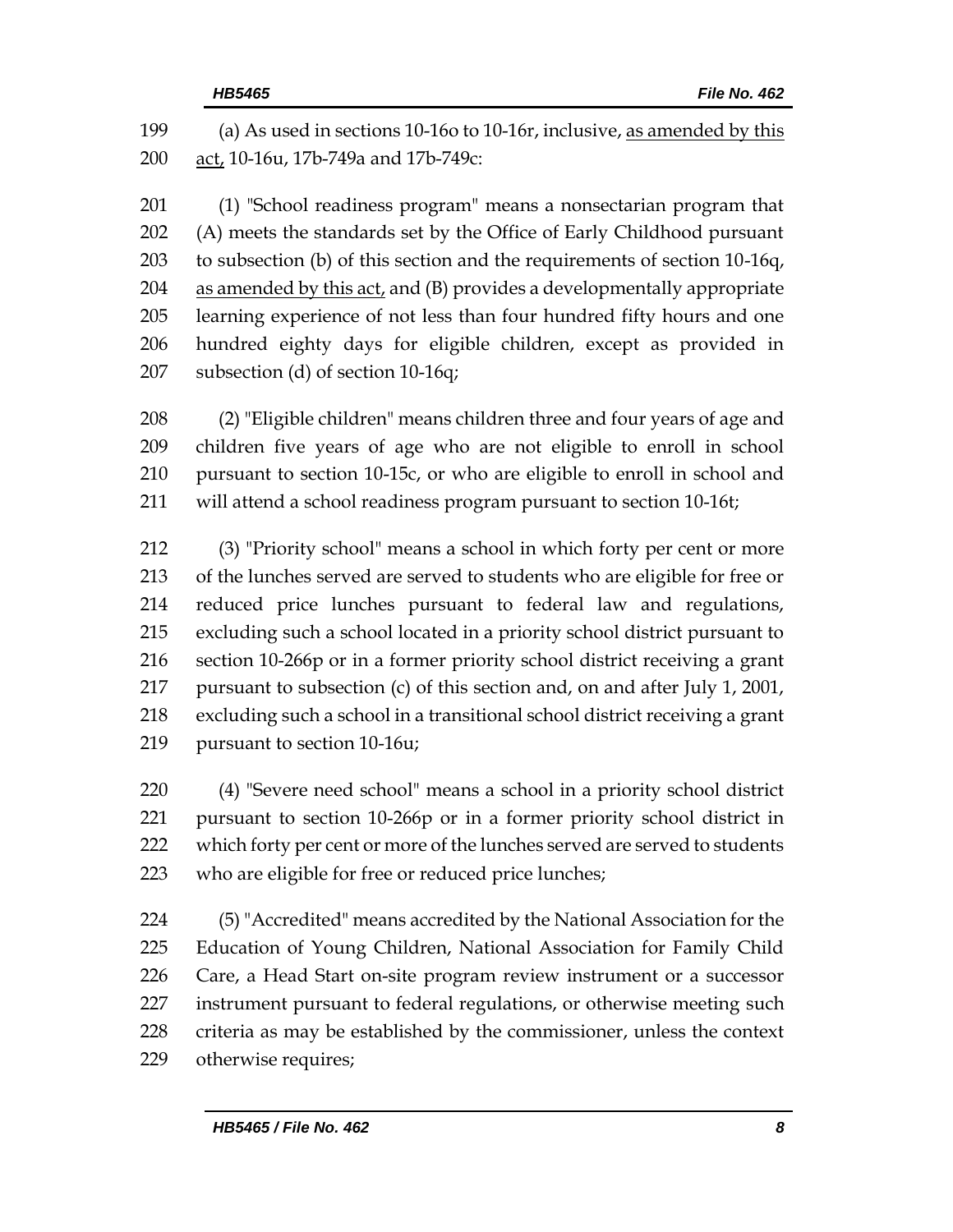(a) As used in sections 10-16o to 10-16r, inclusive, as amended by this act, 10-16u, 17b-749a and 17b-749c:

(1) "School readiness program" means a nonsectarian program that (A) meets the standards set by the Office of Early Childhood pursuant to subsection (b) of this section and the requirements of section 10-16q, as amended by this act, and (B) provides a developmentally appropriate learning experience of not less than four hundred fifty hours and one hundred eighty days for eligible children, except as provided in subsection (d) of section 10-16q;

(2) "Eligible children" means children three and four years of age and children five years of age who are not eligible to enroll in school pursuant to section 10-15c, or who are eligible to enroll in school and will attend a school readiness program pursuant to section 10-16t;

(3) "Priority school" means a school in which forty per cent or more of the lunches served are served to students who are eligible for free or reduced price lunches pursuant to federal law and regulations, excluding such a school located in a priority school district pursuant to section 10-266p or in a former priority school district receiving a grant pursuant to subsection (c) of this section and, on and after July 1, 2001, excluding such a school in a transitional school district receiving a grant pursuant to section 10-16u;

(4) "Severe need school" means a school in a priority school district pursuant to section 10-266p or in a former priority school district in which forty per cent or more of the lunches served are served to students who are eligible for free or reduced price lunches;

(5) "Accredited" means accredited by the National Association for the Education of Young Children, National Association for Family Child Care, a Head Start on-site program review instrument or a successor instrument pursuant to federal regulations, or otherwise meeting such criteria as may be established by the commissioner, unless the context otherwise requires;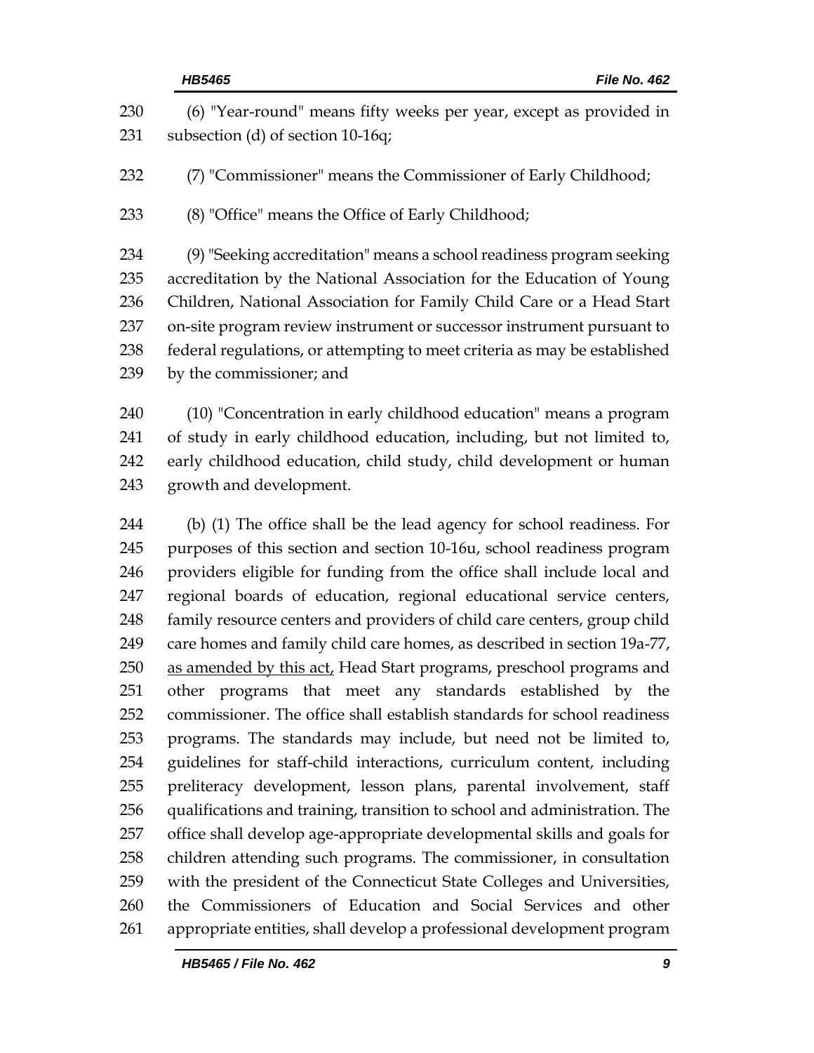(6) "Year-round" means fifty weeks per year, except as provided in subsection (d) of section 10-16q;

(7) "Commissioner" means the Commissioner of Early Childhood;

(8) "Office" means the Office of Early Childhood;

(9) "Seeking accreditation" means a school readiness program seeking accreditation by the National Association for the Education of Young Children, National Association for Family Child Care or a Head Start on-site program review instrument or successor instrument pursuant to federal regulations, or attempting to meet criteria as may be established by the commissioner; and

(10) "Concentration in early childhood education" means a program of study in early childhood education, including, but not limited to, early childhood education, child study, child development or human growth and development.

(b) (1) The office shall be the lead agency for school readiness. For purposes of this section and section 10-16u, school readiness program providers eligible for funding from the office shall include local and regional boards of education, regional educational service centers, family resource centers and providers of child care centers, group child care homes and family child care homes, as described in section 19a-77, as amended by this act, Head Start programs, preschool programs and other programs that meet any standards established by the commissioner. The office shall establish standards for school readiness programs. The standards may include, but need not be limited to, guidelines for staff-child interactions, curriculum content, including preliteracy development, lesson plans, parental involvement, staff qualifications and training, transition to school and administration. The office shall develop age-appropriate developmental skills and goals for children attending such programs. The commissioner, in consultation with the president of the Connecticut State Colleges and Universities, the Commissioners of Education and Social Services and other appropriate entities, shall develop a professional development program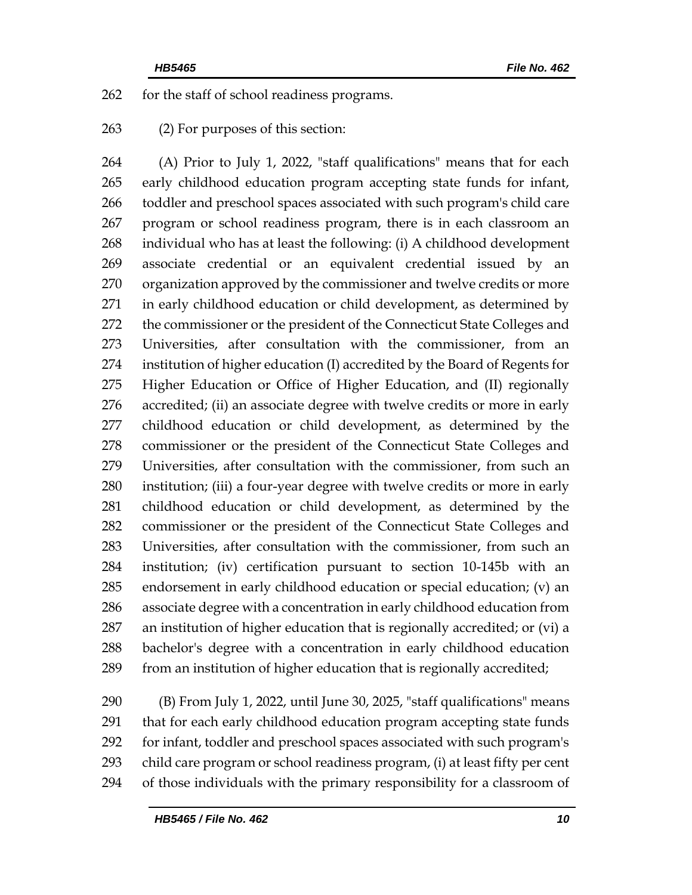for the staff of school readiness programs.

(2) For purposes of this section:

(A) Prior to July 1, 2022, "staff qualifications" means that for each early childhood education program accepting state funds for infant, toddler and preschool spaces associated with such program's child care program or school readiness program, there is in each classroom an individual who has at least the following: (i) A childhood development associate credential or an equivalent credential issued by an organization approved by the commissioner and twelve credits or more in early childhood education or child development, as determined by the commissioner or the president of the Connecticut State Colleges and Universities, after consultation with the commissioner, from an institution of higher education (I) accredited by the Board of Regents for Higher Education or Office of Higher Education, and (II) regionally accredited; (ii) an associate degree with twelve credits or more in early childhood education or child development, as determined by the commissioner or the president of the Connecticut State Colleges and Universities, after consultation with the commissioner, from such an institution; (iii) a four-year degree with twelve credits or more in early childhood education or child development, as determined by the commissioner or the president of the Connecticut State Colleges and Universities, after consultation with the commissioner, from such an institution; (iv) certification pursuant to section 10-145b with an endorsement in early childhood education or special education; (v) an associate degree with a concentration in early childhood education from an institution of higher education that is regionally accredited; or (vi) a bachelor's degree with a concentration in early childhood education from an institution of higher education that is regionally accredited;

(B) From July 1, 2022, until June 30, 2025, "staff qualifications" means that for each early childhood education program accepting state funds for infant, toddler and preschool spaces associated with such program's child care program or school readiness program, (i) at least fifty per cent of those individuals with the primary responsibility for a classroom of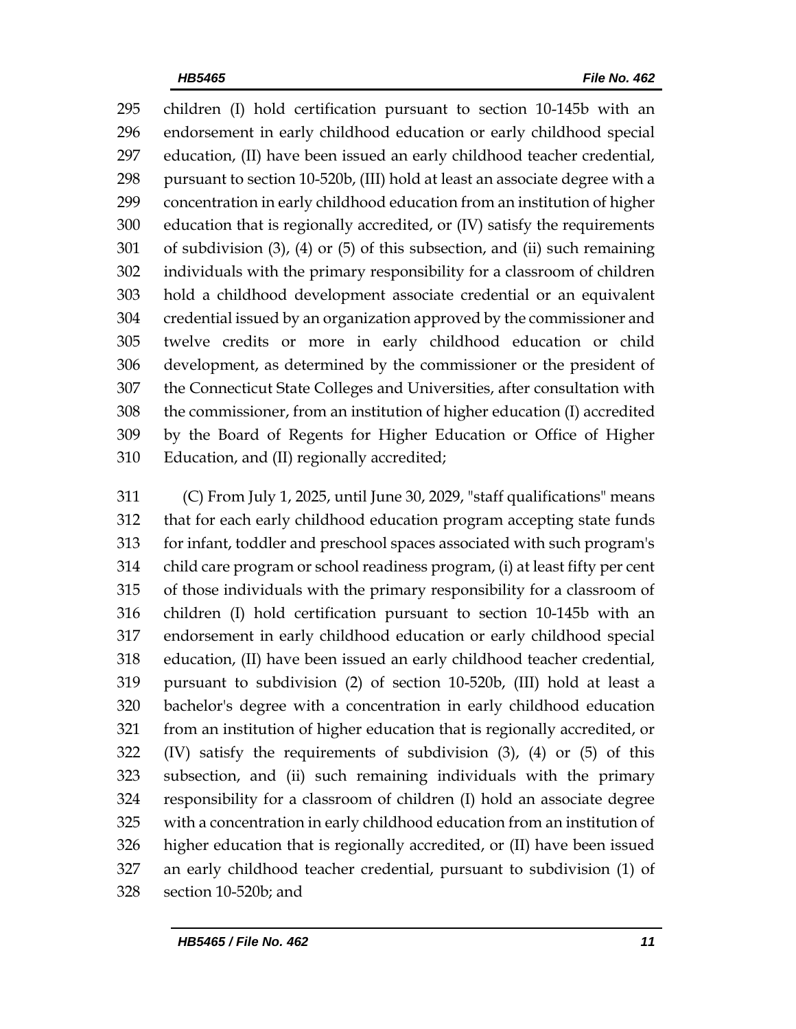children (I) hold certification pursuant to section 10-145b with an endorsement in early childhood education or early childhood special education, (II) have been issued an early childhood teacher credential, pursuant to section 10-520b, (III) hold at least an associate degree with a concentration in early childhood education from an institution of higher education that is regionally accredited, or (IV) satisfy the requirements of subdivision (3), (4) or (5) of this subsection, and (ii) such remaining individuals with the primary responsibility for a classroom of children hold a childhood development associate credential or an equivalent credential issued by an organization approved by the commissioner and twelve credits or more in early childhood education or child development, as determined by the commissioner or the president of the Connecticut State Colleges and Universities, after consultation with the commissioner, from an institution of higher education (I) accredited by the Board of Regents for Higher Education or Office of Higher Education, and (II) regionally accredited;

(C) From July 1, 2025, until June 30, 2029, "staff qualifications" means that for each early childhood education program accepting state funds for infant, toddler and preschool spaces associated with such program's child care program or school readiness program, (i) at least fifty per cent of those individuals with the primary responsibility for a classroom of children (I) hold certification pursuant to section 10-145b with an endorsement in early childhood education or early childhood special education, (II) have been issued an early childhood teacher credential, pursuant to subdivision (2) of section 10-520b, (III) hold at least a bachelor's degree with a concentration in early childhood education from an institution of higher education that is regionally accredited, or (IV) satisfy the requirements of subdivision (3), (4) or (5) of this subsection, and (ii) such remaining individuals with the primary responsibility for a classroom of children (I) hold an associate degree with a concentration in early childhood education from an institution of higher education that is regionally accredited, or (II) have been issued an early childhood teacher credential, pursuant to subdivision (1) of section 10-520b; and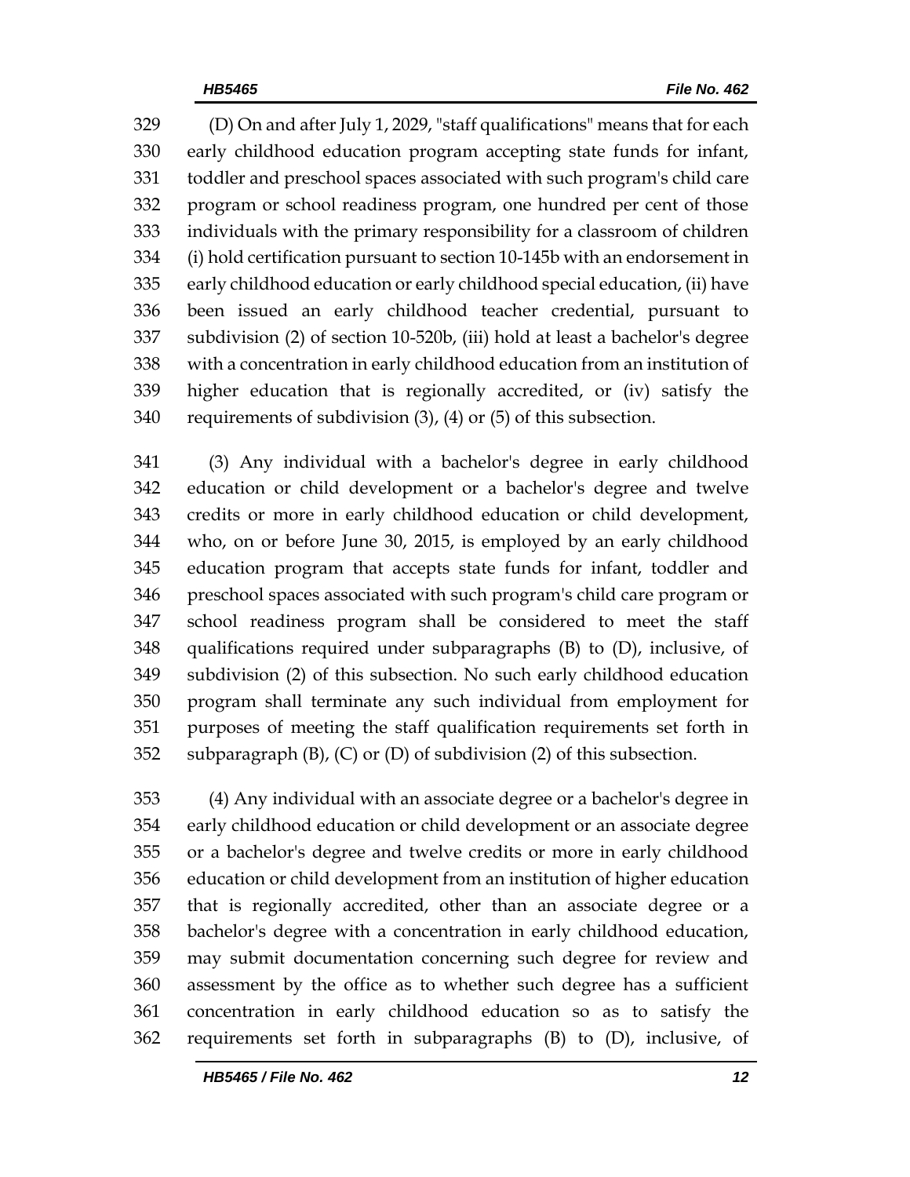(D) On and after July 1, 2029, "staff qualifications" means that for each early childhood education program accepting state funds for infant, toddler and preschool spaces associated with such program's child care program or school readiness program, one hundred per cent of those individuals with the primary responsibility for a classroom of children (i) hold certification pursuant to section 10-145b with an endorsement in early childhood education or early childhood special education, (ii) have been issued an early childhood teacher credential, pursuant to subdivision (2) of section 10-520b, (iii) hold at least a bachelor's degree with a concentration in early childhood education from an institution of higher education that is regionally accredited, or (iv) satisfy the requirements of subdivision (3), (4) or (5) of this subsection.

(3) Any individual with a bachelor's degree in early childhood education or child development or a bachelor's degree and twelve credits or more in early childhood education or child development, who, on or before June 30, 2015, is employed by an early childhood education program that accepts state funds for infant, toddler and preschool spaces associated with such program's child care program or school readiness program shall be considered to meet the staff qualifications required under subparagraphs (B) to (D), inclusive, of subdivision (2) of this subsection. No such early childhood education program shall terminate any such individual from employment for purposes of meeting the staff qualification requirements set forth in subparagraph (B), (C) or (D) of subdivision (2) of this subsection.

(4) Any individual with an associate degree or a bachelor's degree in early childhood education or child development or an associate degree or a bachelor's degree and twelve credits or more in early childhood education or child development from an institution of higher education that is regionally accredited, other than an associate degree or a bachelor's degree with a concentration in early childhood education, may submit documentation concerning such degree for review and assessment by the office as to whether such degree has a sufficient concentration in early childhood education so as to satisfy the requirements set forth in subparagraphs (B) to (D), inclusive, of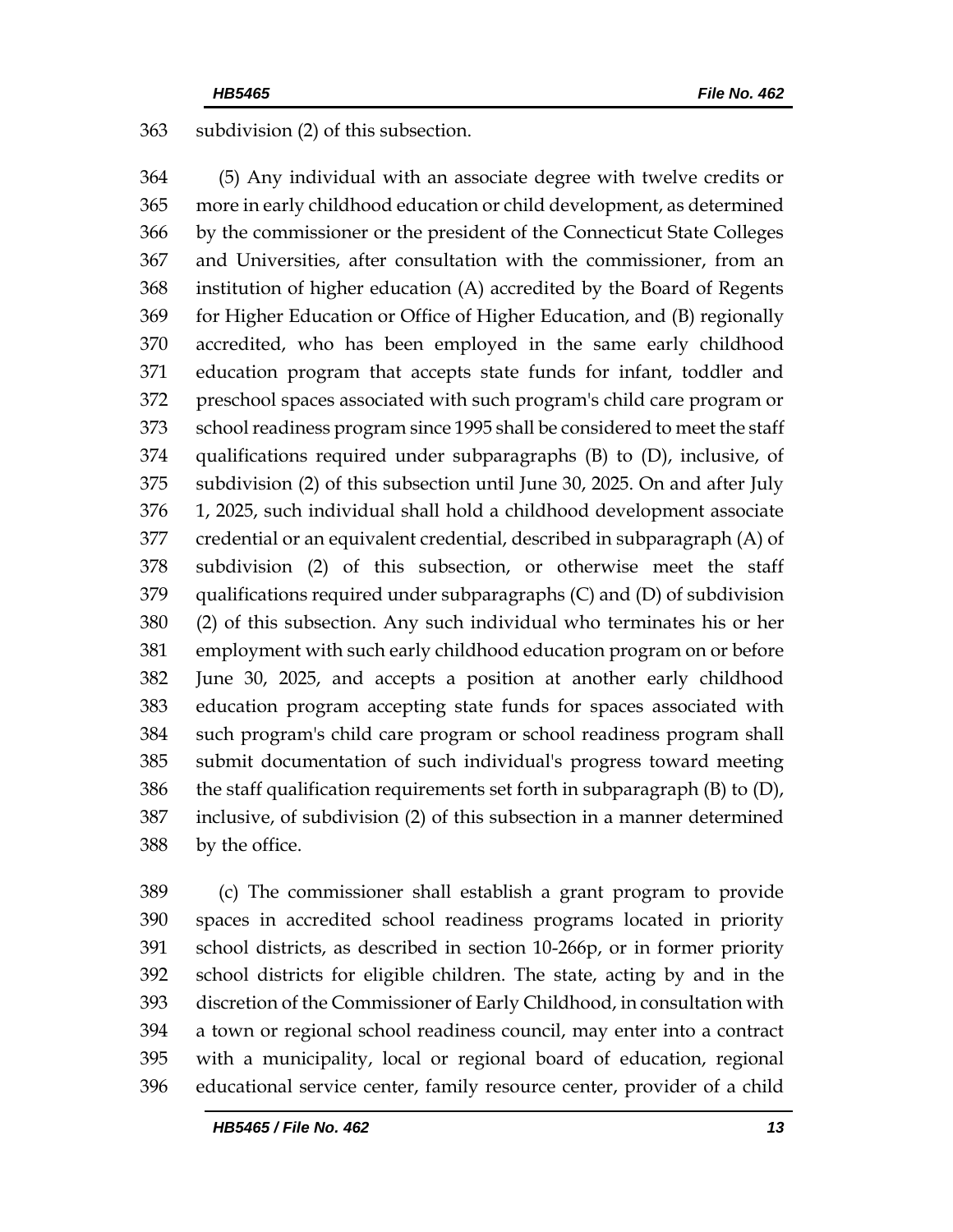subdivision (2) of this subsection.

(5) Any individual with an associate degree with twelve credits or more in early childhood education or child development, as determined by the commissioner or the president of the Connecticut State Colleges and Universities, after consultation with the commissioner, from an institution of higher education (A) accredited by the Board of Regents for Higher Education or Office of Higher Education, and (B) regionally accredited, who has been employed in the same early childhood education program that accepts state funds for infant, toddler and preschool spaces associated with such program's child care program or school readiness program since 1995 shall be considered to meet the staff qualifications required under subparagraphs (B) to (D), inclusive, of subdivision (2) of this subsection until June 30, 2025. On and after July 1, 2025, such individual shall hold a childhood development associate credential or an equivalent credential, described in subparagraph (A) of subdivision (2) of this subsection, or otherwise meet the staff qualifications required under subparagraphs (C) and (D) of subdivision (2) of this subsection. Any such individual who terminates his or her employment with such early childhood education program on or before June 30, 2025, and accepts a position at another early childhood education program accepting state funds for spaces associated with such program's child care program or school readiness program shall submit documentation of such individual's progress toward meeting the staff qualification requirements set forth in subparagraph (B) to (D), inclusive, of subdivision (2) of this subsection in a manner determined by the office.

(c) The commissioner shall establish a grant program to provide spaces in accredited school readiness programs located in priority school districts, as described in section 10-266p, or in former priority school districts for eligible children. The state, acting by and in the discretion of the Commissioner of Early Childhood, in consultation with a town or regional school readiness council, may enter into a contract with a municipality, local or regional board of education, regional educational service center, family resource center, provider of a child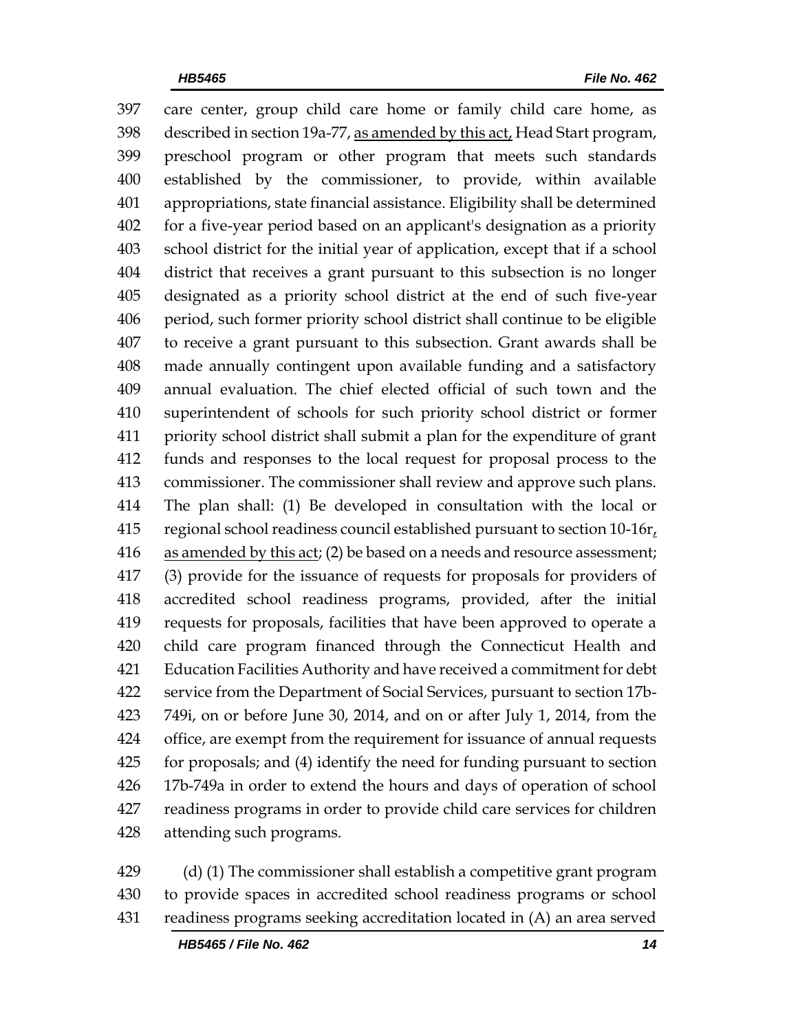care center, group child care home or family child care home, as described in section 19a-77, <u>as amended by this act,</u> Head Start program, preschool program or other program that meets such standards established by the commissioner, to provide, within available appropriations, state financial assistance. Eligibility shall be determined for a five-year period based on an applicant's designation as a priority school district for the initial year of application, except that if a school district that receives a grant pursuant to this subsection is no longer designated as a priority school district at the end of such five-year period, such former priority school district shall continue to be eligible to receive a grant pursuant to this subsection. Grant awards shall be made annually contingent upon available funding and a satisfactory annual evaluation. The chief elected official of such town and the superintendent of schools for such priority school district or former priority school district shall submit a plan for the expenditure of grant funds and responses to the local request for proposal process to the commissioner. The commissioner shall review and approve such plans. The plan shall: (1) Be developed in consultation with the local or regional school readiness council established pursuant to section 10-16r<u>, as amended by this act</u>; (2) be based on a needs and resource assessment; (3) provide for the issuance of requests for proposals for providers of accredited school readiness programs, provided, after the initial requests for proposals, facilities that have been approved to operate a child care program financed through the Connecticut Health and Education Facilities Authority and have received a commitment for debt service from the Department of Social Services, pursuant to section 17b-749i, on or before June 30, 2014, and on or after July 1, 2014, from the office, are exempt from the requirement for issuance of annual requests for proposals; and (4) identify the need for funding pursuant to section 17b-749a in order to extend the hours and days of operation of school readiness programs in order to provide child care services for children attending such programs.

(d) (1) The commissioner shall establish a competitive grant program to provide spaces in accredited school readiness programs or school readiness programs seeking accreditation located in (A) an area served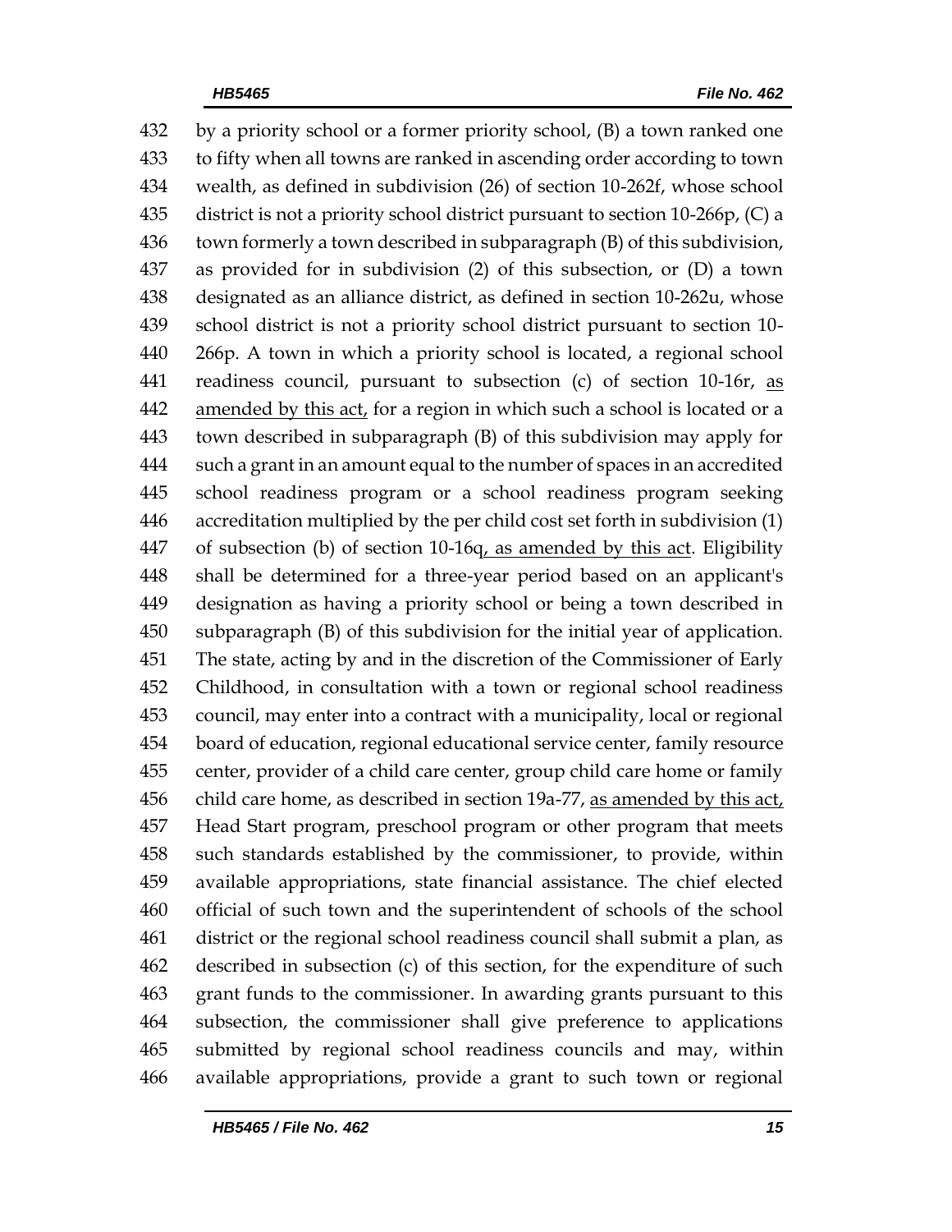432 by a priority school or a former priority school, (B) a town ranked one
433 to fifty when all towns are ranked in ascending order according to town
434 wealth, as defined in subdivision (26) of section 10-262f, whose school
435 district is not a priority school district pursuant to section 10-266p, (C) a
436 town formerly a town described in subparagraph (B) of this subdivision,
437 as provided for in subdivision (2) of this subsection, or (D) a town
438 designated as an alliance district, as defined in section 10-262u, whose
439 school district is not a priority school district pursuant to section 10-
440 266p. A town in which a priority school is located, a regional school
441 readiness council, pursuant to subsection (c) of section 10-16r, <u>as</u>
442 <u>amended by this act,</u> for a region in which such a school is located or a
443 town described in subparagraph (B) of this subdivision may apply for
444 such a grant in an amount equal to the number of spaces in an accredited
445 school readiness program or a school readiness program seeking
446 accreditation multiplied by the per child cost set forth in subdivision (1)
447 of subsection (b) of section 10-16q<u>, as amended by this act</u>. Eligibility
448 shall be determined for a three-year period based on an applicant's
449 designation as having a priority school or being a town described in
450 subparagraph (B) of this subdivision for the initial year of application.
451 The state, acting by and in the discretion of the Commissioner of Early
452 Childhood, in consultation with a town or regional school readiness
453 council, may enter into a contract with a municipality, local or regional
454 board of education, regional educational service center, family resource
455 center, provider of a child care center, group child care home or family
456 child care home, as described in section 19a-77, <u>as amended by this act,</u>
457 Head Start program, preschool program or other program that meets
458 such standards established by the commissioner, to provide, within
459 available appropriations, state financial assistance. The chief elected
460 official of such town and the superintendent of schools of the school
461 district or the regional school readiness council shall submit a plan, as
462 described in subsection (c) of this section, for the expenditure of such
463 grant funds to the commissioner. In awarding grants pursuant to this
464 subsection, the commissioner shall give preference to applications
465 submitted by regional school readiness councils and may, within
466 available appropriations, provide a grant to such town or regional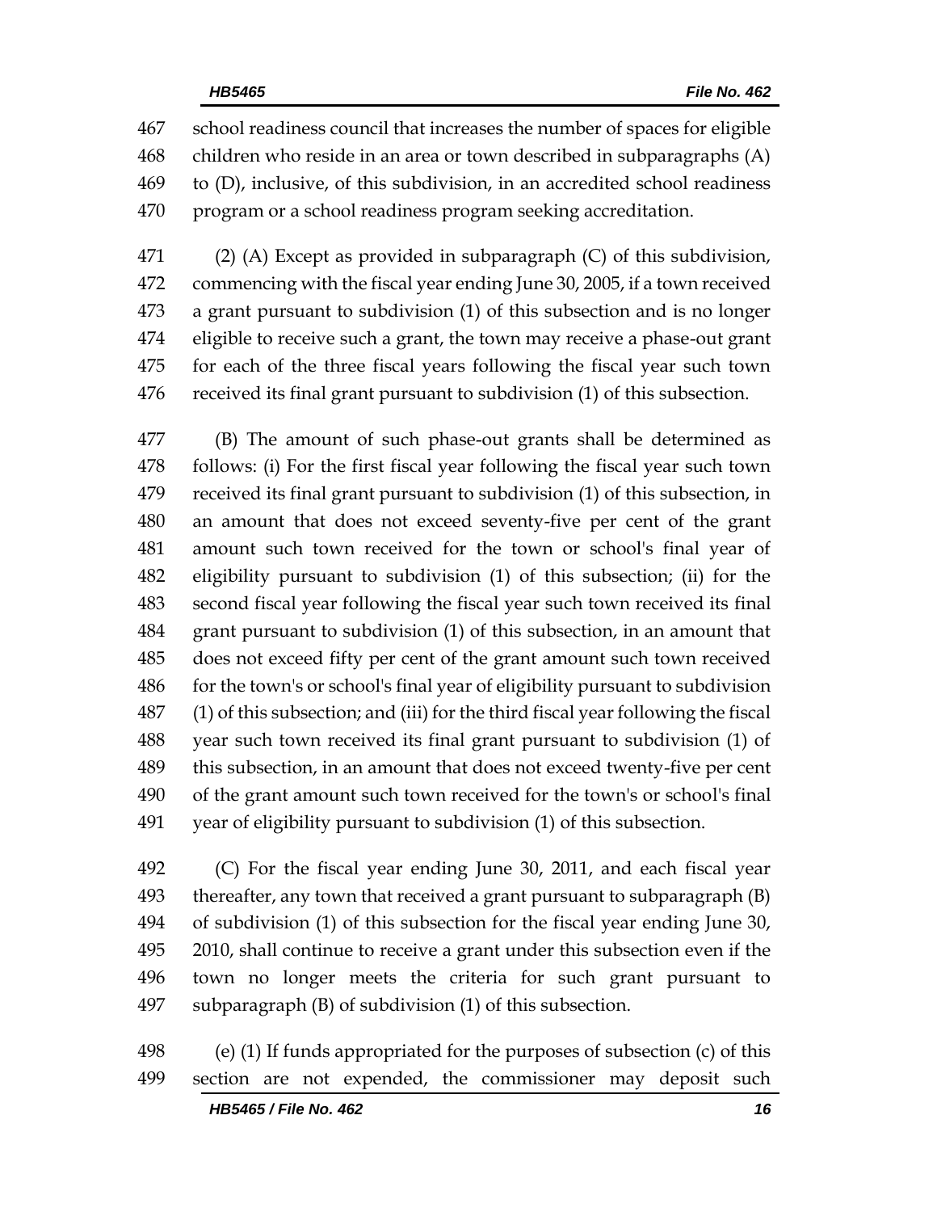school readiness council that increases the number of spaces for eligible children who reside in an area or town described in subparagraphs (A) to (D), inclusive, of this subdivision, in an accredited school readiness program or a school readiness program seeking accreditation.

(2) (A) Except as provided in subparagraph (C) of this subdivision, commencing with the fiscal year ending June 30, 2005, if a town received a grant pursuant to subdivision (1) of this subsection and is no longer eligible to receive such a grant, the town may receive a phase-out grant for each of the three fiscal years following the fiscal year such town received its final grant pursuant to subdivision (1) of this subsection.

(B) The amount of such phase-out grants shall be determined as follows: (i) For the first fiscal year following the fiscal year such town received its final grant pursuant to subdivision (1) of this subsection, in an amount that does not exceed seventy-five per cent of the grant amount such town received for the town or school's final year of eligibility pursuant to subdivision (1) of this subsection; (ii) for the second fiscal year following the fiscal year such town received its final grant pursuant to subdivision (1) of this subsection, in an amount that does not exceed fifty per cent of the grant amount such town received for the town's or school's final year of eligibility pursuant to subdivision (1) of this subsection; and (iii) for the third fiscal year following the fiscal year such town received its final grant pursuant to subdivision (1) of this subsection, in an amount that does not exceed twenty-five per cent of the grant amount such town received for the town's or school's final year of eligibility pursuant to subdivision (1) of this subsection.

(C) For the fiscal year ending June 30, 2011, and each fiscal year thereafter, any town that received a grant pursuant to subparagraph (B) of subdivision (1) of this subsection for the fiscal year ending June 30, 2010, shall continue to receive a grant under this subsection even if the town no longer meets the criteria for such grant pursuant to subparagraph (B) of subdivision (1) of this subsection.

(e) (1) If funds appropriated for the purposes of subsection (c) of this section are not expended, the commissioner may deposit such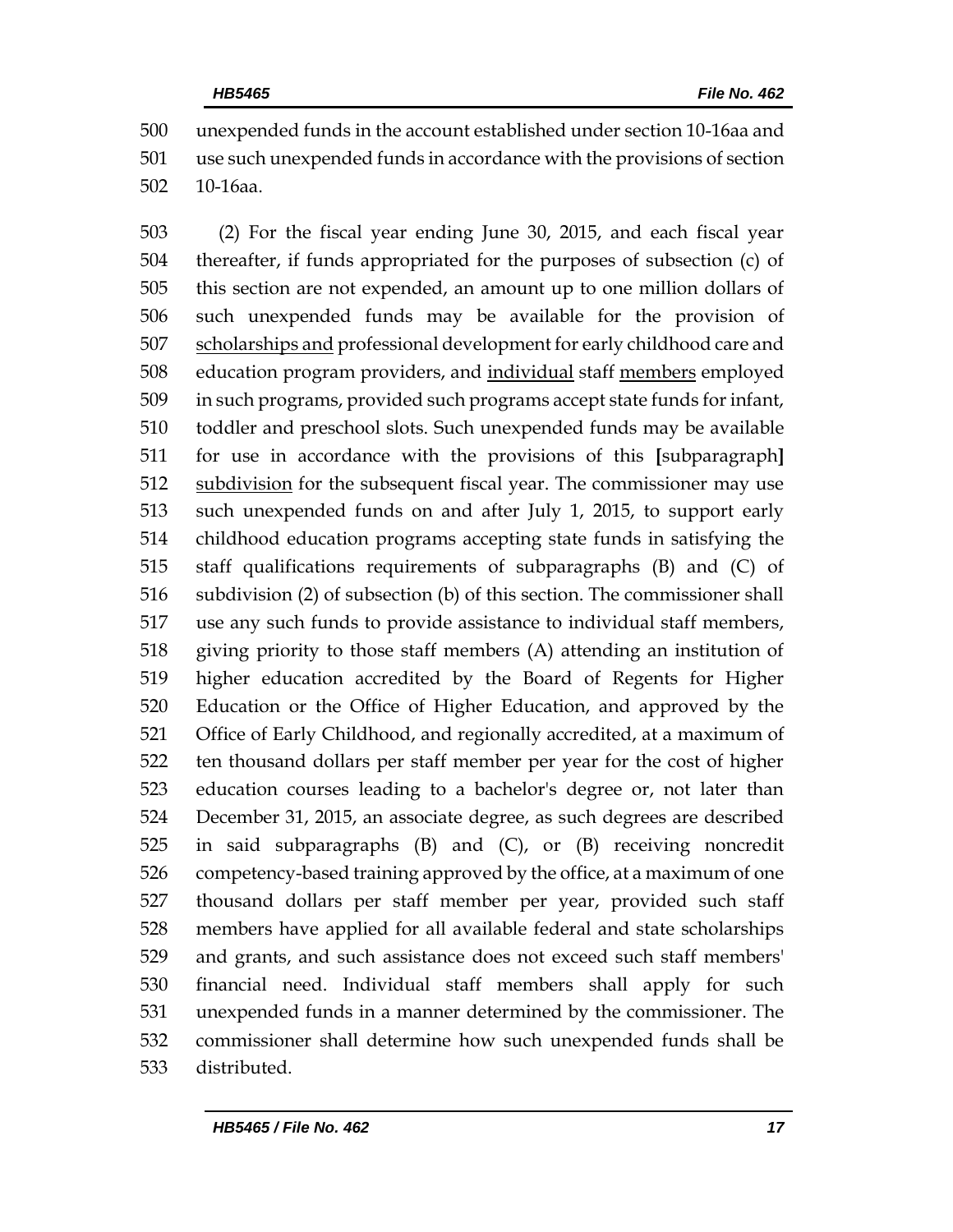unexpended funds in the account established under section 10-16aa and use such unexpended funds in accordance with the provisions of section 10-16aa.

(2) For the fiscal year ending June 30, 2015, and each fiscal year thereafter, if funds appropriated for the purposes of subsection (c) of this section are not expended, an amount up to one million dollars of such unexpended funds may be available for the provision of <u>scholarships and</u> professional development for early childhood care and education program providers, and <u>individual</u> staff <u>members</u> employed in such programs, provided such programs accept state funds for infant, toddler and preschool slots. Such unexpended funds may be available for use in accordance with the provisions of this [subparagraph] <u>subdivision</u> for the subsequent fiscal year. The commissioner may use such unexpended funds on and after July 1, 2015, to support early childhood education programs accepting state funds in satisfying the staff qualifications requirements of subparagraphs (B) and (C) of subdivision (2) of subsection (b) of this section. The commissioner shall use any such funds to provide assistance to individual staff members, giving priority to those staff members (A) attending an institution of higher education accredited by the Board of Regents for Higher Education or the Office of Higher Education, and approved by the Office of Early Childhood, and regionally accredited, at a maximum of ten thousand dollars per staff member per year for the cost of higher education courses leading to a bachelor's degree or, not later than December 31, 2015, an associate degree, as such degrees are described in said subparagraphs (B) and (C), or (B) receiving noncredit competency-based training approved by the office, at a maximum of one thousand dollars per staff member per year, provided such staff members have applied for all available federal and state scholarships and grants, and such assistance does not exceed such staff members' financial need. Individual staff members shall apply for such unexpended funds in a manner determined by the commissioner. The commissioner shall determine how such unexpended funds shall be distributed.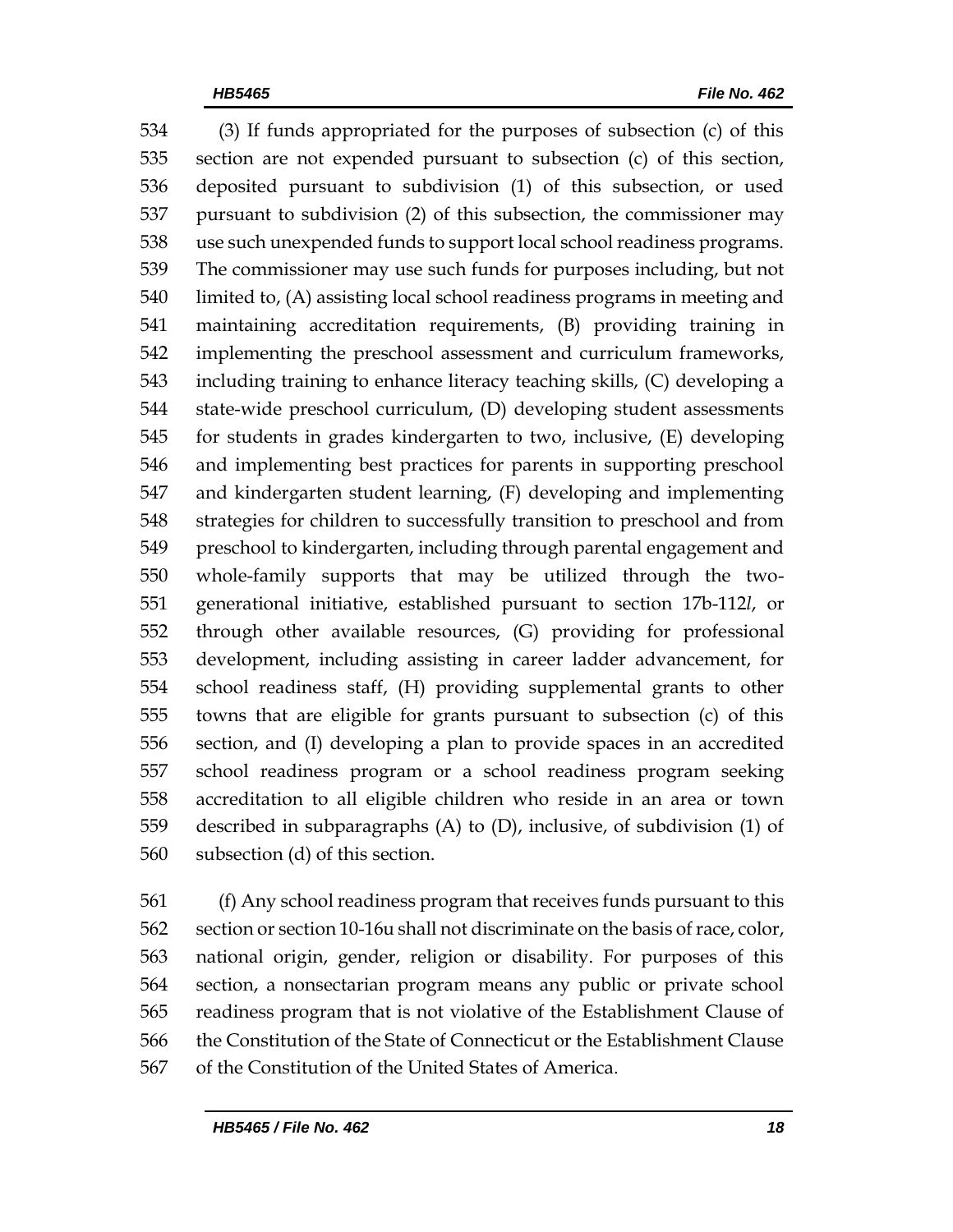(3) If funds appropriated for the purposes of subsection (c) of this section are not expended pursuant to subsection (c) of this section, deposited pursuant to subdivision (1) of this subsection, or used pursuant to subdivision (2) of this subsection, the commissioner may use such unexpended funds to support local school readiness programs. The commissioner may use such funds for purposes including, but not limited to, (A) assisting local school readiness programs in meeting and maintaining accreditation requirements, (B) providing training in implementing the preschool assessment and curriculum frameworks, including training to enhance literacy teaching skills, (C) developing a state-wide preschool curriculum, (D) developing student assessments for students in grades kindergarten to two, inclusive, (E) developing and implementing best practices for parents in supporting preschool and kindergarten student learning, (F) developing and implementing strategies for children to successfully transition to preschool and from preschool to kindergarten, including through parental engagement and whole-family supports that may be utilized through the two-generational initiative, established pursuant to section 17b-112*l*, or through other available resources, (G) providing for professional development, including assisting in career ladder advancement, for school readiness staff, (H) providing supplemental grants to other towns that are eligible for grants pursuant to subsection (c) of this section, and (I) developing a plan to provide spaces in an accredited school readiness program or a school readiness program seeking accreditation to all eligible children who reside in an area or town described in subparagraphs (A) to (D), inclusive, of subdivision (1) of subsection (d) of this section.

(f) Any school readiness program that receives funds pursuant to this section or section 10-16u shall not discriminate on the basis of race, color, national origin, gender, religion or disability. For purposes of this section, a nonsectarian program means any public or private school readiness program that is not violative of the Establishment Clause of the Constitution of the State of Connecticut or the Establishment Clause of the Constitution of the United States of America.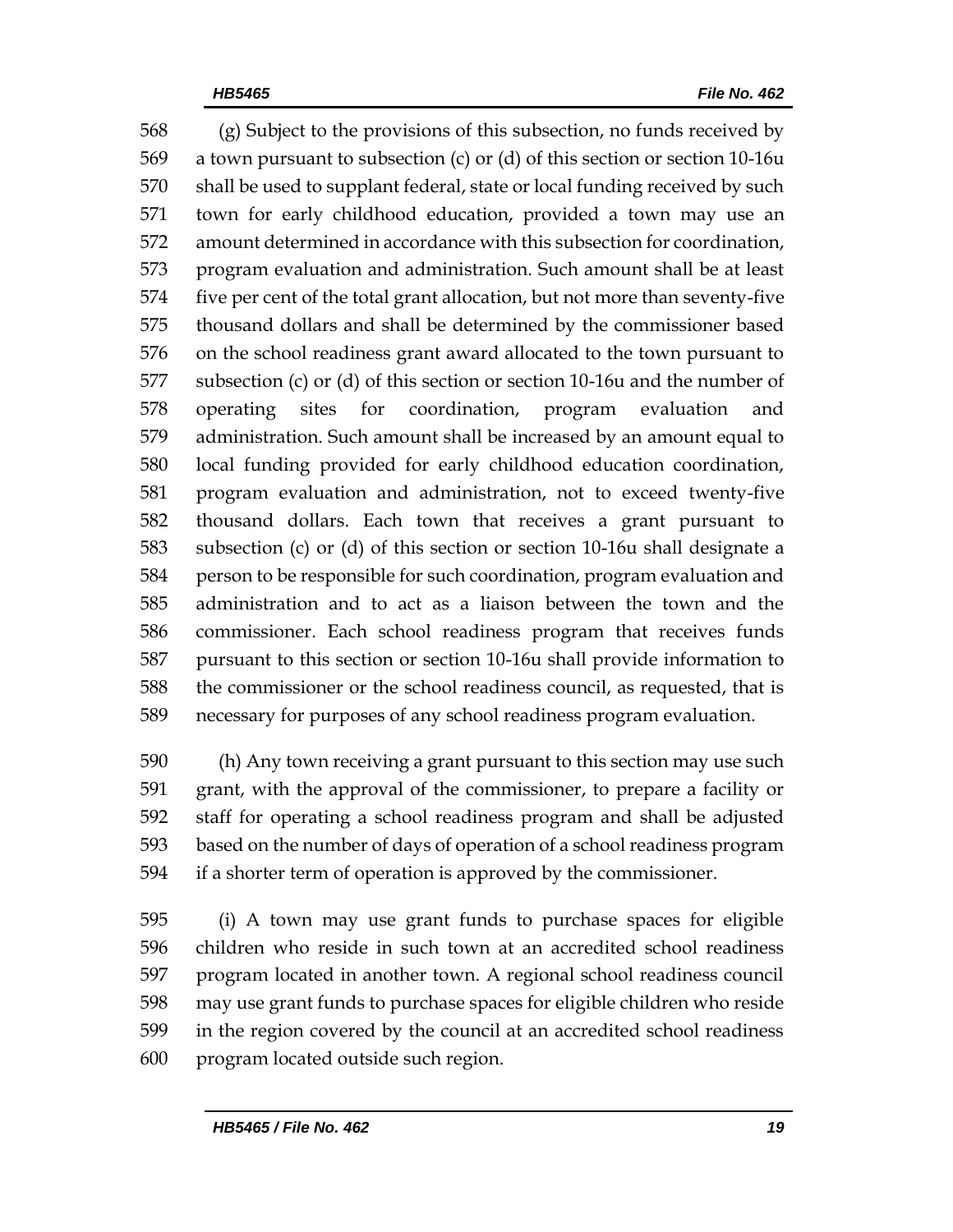(g) Subject to the provisions of this subsection, no funds received by a town pursuant to subsection (c) or (d) of this section or section 10-16u shall be used to supplant federal, state or local funding received by such town for early childhood education, provided a town may use an amount determined in accordance with this subsection for coordination, program evaluation and administration. Such amount shall be at least five per cent of the total grant allocation, but not more than seventy-five thousand dollars and shall be determined by the commissioner based on the school readiness grant award allocated to the town pursuant to subsection (c) or (d) of this section or section 10-16u and the number of operating sites for coordination, program evaluation and administration. Such amount shall be increased by an amount equal to local funding provided for early childhood education coordination, program evaluation and administration, not to exceed twenty-five thousand dollars. Each town that receives a grant pursuant to subsection (c) or (d) of this section or section 10-16u shall designate a person to be responsible for such coordination, program evaluation and administration and to act as a liaison between the town and the commissioner. Each school readiness program that receives funds pursuant to this section or section 10-16u shall provide information to the commissioner or the school readiness council, as requested, that is necessary for purposes of any school readiness program evaluation.

(h) Any town receiving a grant pursuant to this section may use such grant, with the approval of the commissioner, to prepare a facility or staff for operating a school readiness program and shall be adjusted based on the number of days of operation of a school readiness program if a shorter term of operation is approved by the commissioner.

(i) A town may use grant funds to purchase spaces for eligible children who reside in such town at an accredited school readiness program located in another town. A regional school readiness council may use grant funds to purchase spaces for eligible children who reside in the region covered by the council at an accredited school readiness program located outside such region.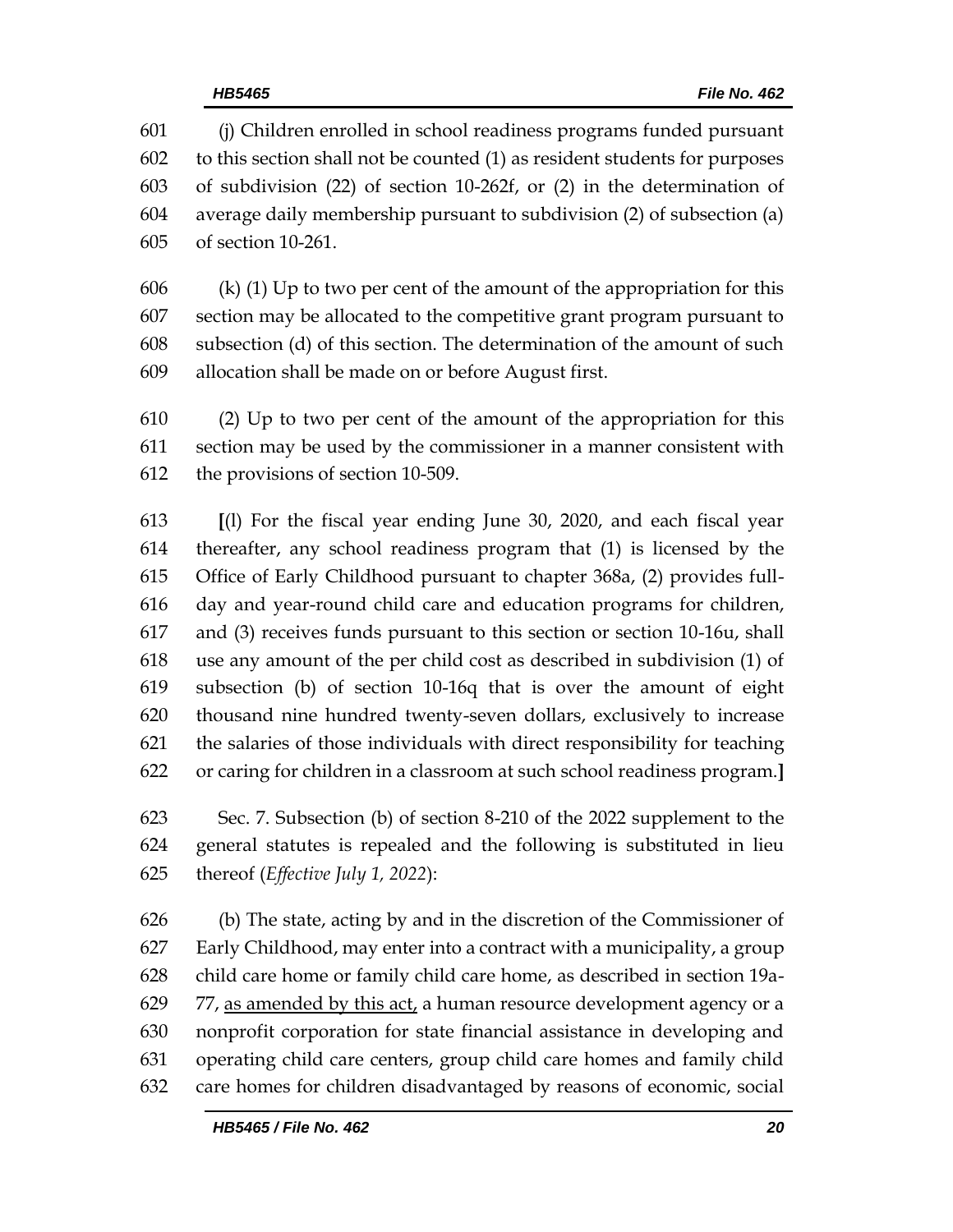(j) Children enrolled in school readiness programs funded pursuant to this section shall not be counted (1) as resident students for purposes of subdivision (22) of section 10-262f, or (2) in the determination of average daily membership pursuant to subdivision (2) of subsection (a) of section 10-261.

(k) (1) Up to two per cent of the amount of the appropriation for this section may be allocated to the competitive grant program pursuant to subsection (d) of this section. The determination of the amount of such allocation shall be made on or before August first.

(2) Up to two per cent of the amount of the appropriation for this section may be used by the commissioner in a manner consistent with the provisions of section 10-509.

**[**(l) For the fiscal year ending June 30, 2020, and each fiscal year thereafter, any school readiness program that (1) is licensed by the Office of Early Childhood pursuant to chapter 368a, (2) provides full-day and year-round child care and education programs for children, and (3) receives funds pursuant to this section or section 10-16u, shall use any amount of the per child cost as described in subdivision (1) of subsection (b) of section 10-16q that is over the amount of eight thousand nine hundred twenty-seven dollars, exclusively to increase the salaries of those individuals with direct responsibility for teaching or caring for children in a classroom at such school readiness program.**]**

Sec. 7. Subsection (b) of section 8-210 of the 2022 supplement to the general statutes is repealed and the following is substituted in lieu thereof (*Effective July 1, 2022*):

(b) The state, acting by and in the discretion of the Commissioner of Early Childhood, may enter into a contract with a municipality, a group child care home or family child care home, as described in section 19a-77, <u>as amended by this act,</u> a human resource development agency or a nonprofit corporation for state financial assistance in developing and operating child care centers, group child care homes and family child care homes for children disadvantaged by reasons of economic, social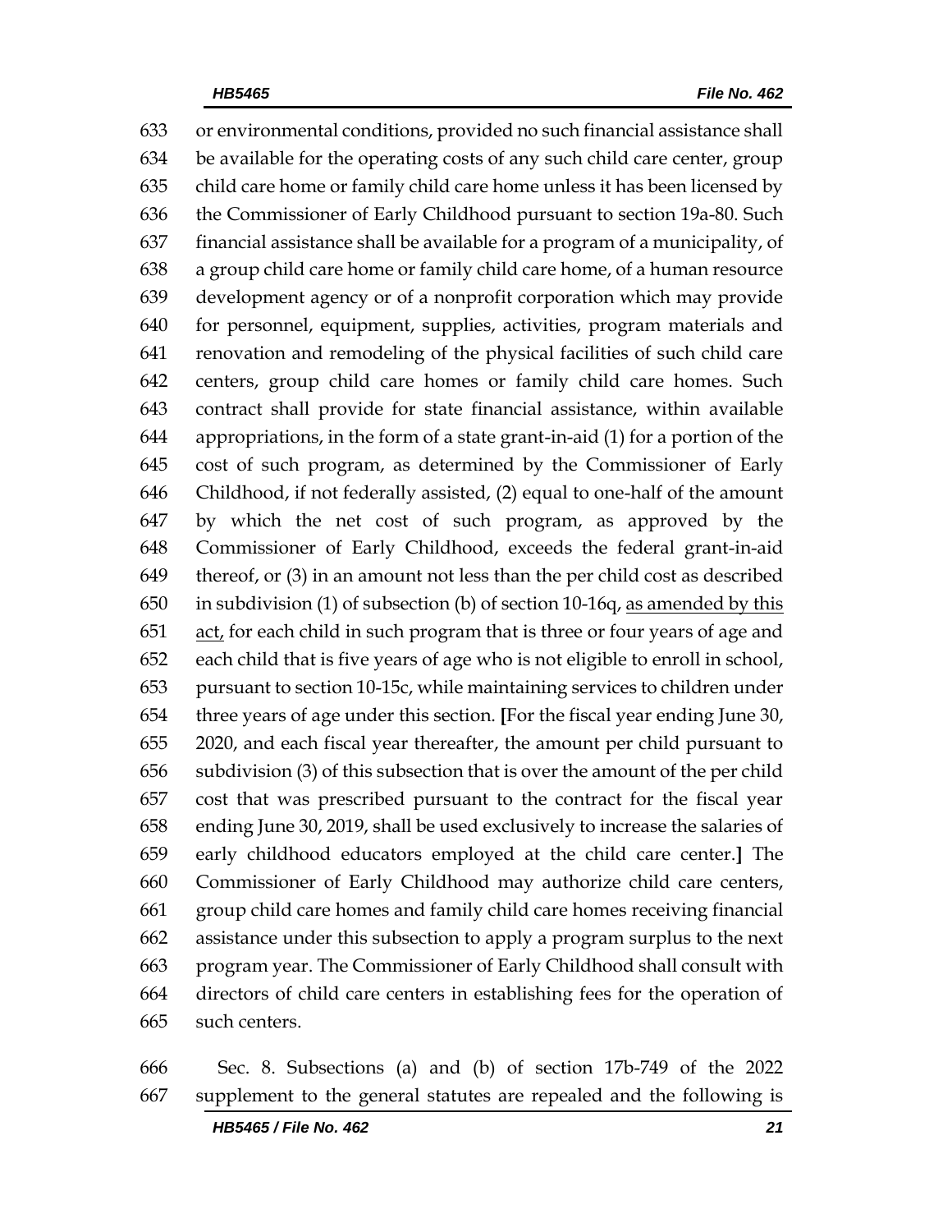or environmental conditions, provided no such financial assistance shall be available for the operating costs of any such child care center, group child care home or family child care home unless it has been licensed by the Commissioner of Early Childhood pursuant to section 19a-80. Such financial assistance shall be available for a program of a municipality, of a group child care home or family child care home, of a human resource development agency or of a nonprofit corporation which may provide for personnel, equipment, supplies, activities, program materials and renovation and remodeling of the physical facilities of such child care centers, group child care homes or family child care homes. Such contract shall provide for state financial assistance, within available appropriations, in the form of a state grant-in-aid (1) for a portion of the cost of such program, as determined by the Commissioner of Early Childhood, if not federally assisted, (2) equal to one-half of the amount by which the net cost of such program, as approved by the Commissioner of Early Childhood, exceeds the federal grant-in-aid thereof, or (3) in an amount not less than the per child cost as described in subdivision (1) of subsection (b) of section 10-16q, as amended by this act, for each child in such program that is three or four years of age and each child that is five years of age who is not eligible to enroll in school, pursuant to section 10-15c, while maintaining services to children under three years of age under this section. **[**For the fiscal year ending June 30, 2020, and each fiscal year thereafter, the amount per child pursuant to subdivision (3) of this subsection that is over the amount of the per child cost that was prescribed pursuant to the contract for the fiscal year ending June 30, 2019, shall be used exclusively to increase the salaries of early childhood educators employed at the child care center.**]** The Commissioner of Early Childhood may authorize child care centers, group child care homes and family child care homes receiving financial assistance under this subsection to apply a program surplus to the next program year. The Commissioner of Early Childhood shall consult with directors of child care centers in establishing fees for the operation of such centers.

Sec. 8. Subsections (a) and (b) of section 17b-749 of the 2022 supplement to the general statutes are repealed and the following is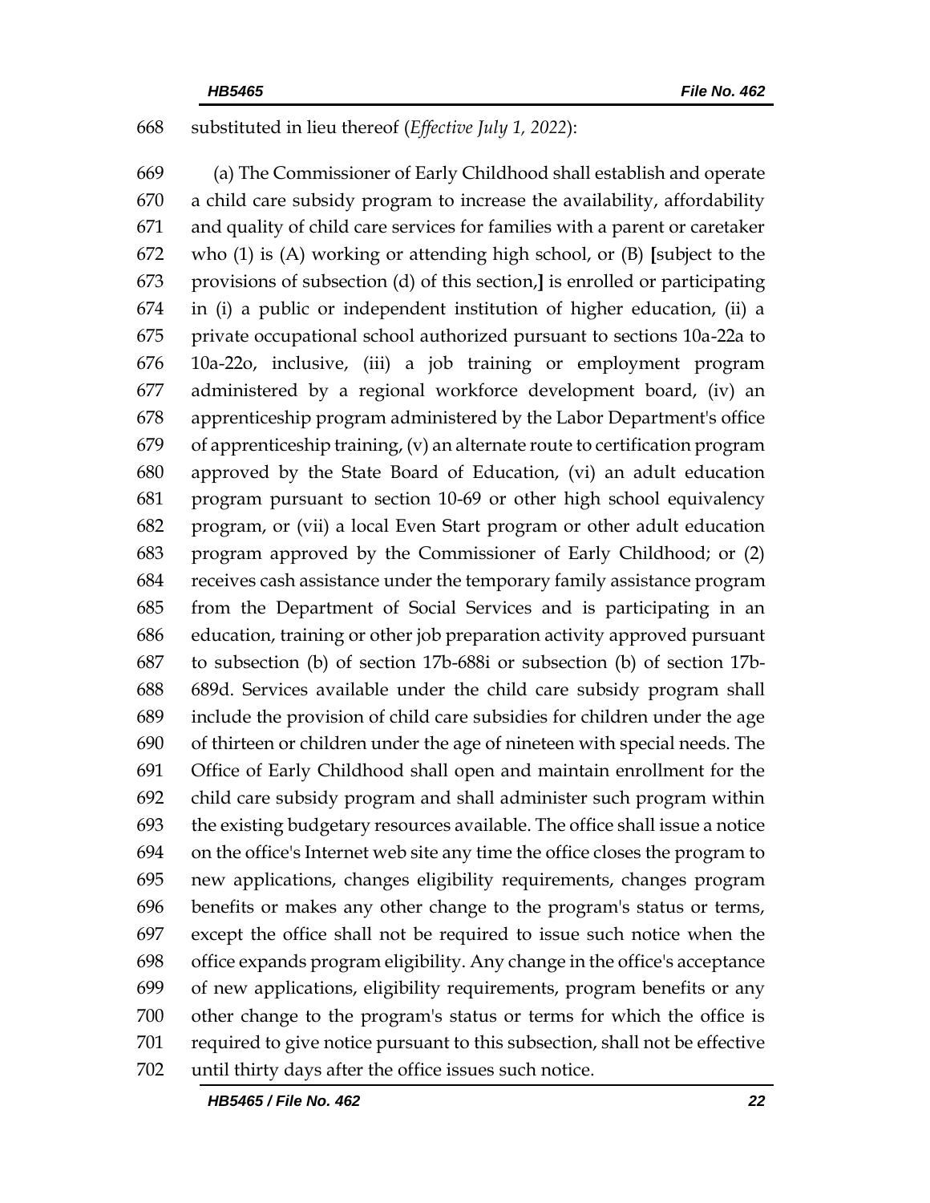668 substituted in lieu thereof (*Effective July 1, 2022*):

669 (a) The Commissioner of Early Childhood shall establish and operate
670 a child care subsidy program to increase the availability, affordability
671 and quality of child care services for families with a parent or caretaker
672 who (1) is (A) working or attending high school, or (B) **[**subject to the
673 provisions of subsection (d) of this section,**]** is enrolled or participating
674 in (i) a public or independent institution of higher education, (ii) a
675 private occupational school authorized pursuant to sections 10a-22a to
676 10a-22o, inclusive, (iii) a job training or employment program
677 administered by a regional workforce development board, (iv) an
678 apprenticeship program administered by the Labor Department's office
679 of apprenticeship training, (v) an alternate route to certification program
680 approved by the State Board of Education, (vi) an adult education
681 program pursuant to section 10-69 or other high school equivalency
682 program, or (vii) a local Even Start program or other adult education
683 program approved by the Commissioner of Early Childhood; or (2)
684 receives cash assistance under the temporary family assistance program
685 from the Department of Social Services and is participating in an
686 education, training or other job preparation activity approved pursuant
687 to subsection (b) of section 17b-688i or subsection (b) of section 17b-
688 689d. Services available under the child care subsidy program shall
689 include the provision of child care subsidies for children under the age
690 of thirteen or children under the age of nineteen with special needs. The
691 Office of Early Childhood shall open and maintain enrollment for the
692 child care subsidy program and shall administer such program within
693 the existing budgetary resources available. The office shall issue a notice
694 on the office's Internet web site any time the office closes the program to
695 new applications, changes eligibility requirements, changes program
696 benefits or makes any other change to the program's status or terms,
697 except the office shall not be required to issue such notice when the
698 office expands program eligibility. Any change in the office's acceptance
699 of new applications, eligibility requirements, program benefits or any
700 other change to the program's status or terms for which the office is
701 required to give notice pursuant to this subsection, shall not be effective
702 until thirty days after the office issues such notice.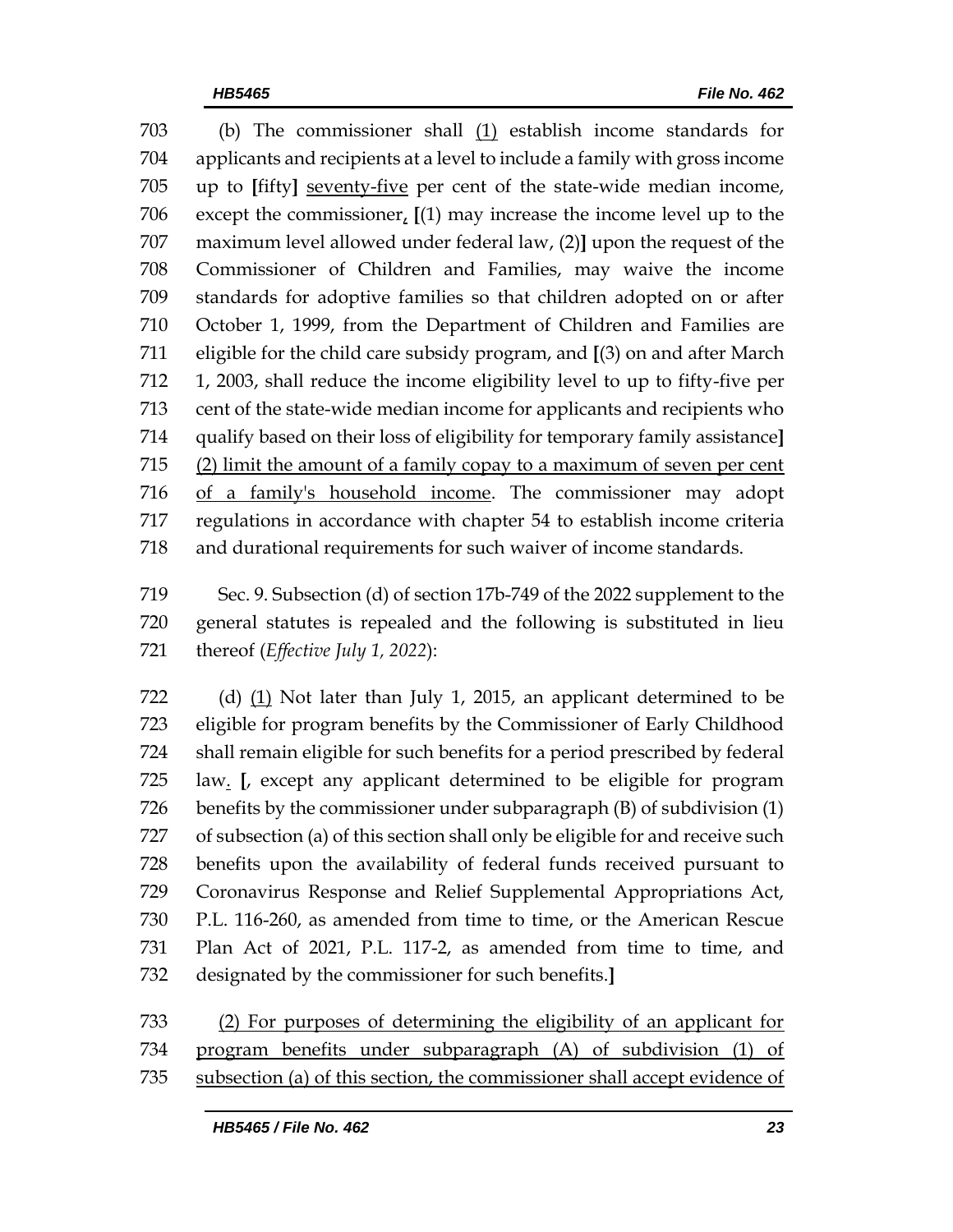703 (b) The commissioner shall <u>(1)</u> establish income standards for
704 applicants and recipients at a level to include a family with gross income
705 up to **[**fifty**]** <u>seventy-five</u> per cent of the state-wide median income,
706 except the commissioner<u>,</u> **[**(1) may increase the income level up to the
707 maximum level allowed under federal law, (2)**]** upon the request of the
708 Commissioner of Children and Families, may waive the income
709 standards for adoptive families so that children adopted on or after
710 October 1, 1999, from the Department of Children and Families are
711 eligible for the child care subsidy program, and **[**(3) on and after March
712 1, 2003, shall reduce the income eligibility level to up to fifty-five per
713 cent of the state-wide median income for applicants and recipients who
714 qualify based on their loss of eligibility for temporary family assistance**]**
715 <u>(2) limit the amount of a family copay to a maximum of seven per cent</u>
716 <u>of a family's household income</u>. The commissioner may adopt
717 regulations in accordance with chapter 54 to establish income criteria
718 and durational requirements for such waiver of income standards.

719 Sec. 9. Subsection (d) of section 17b-749 of the 2022 supplement to the
720 general statutes is repealed and the following is substituted in lieu
721 thereof (*Effective July 1, 2022*):

722 (d) <u>(1)</u> Not later than July 1, 2015, an applicant determined to be
723 eligible for program benefits by the Commissioner of Early Childhood
724 shall remain eligible for such benefits for a period prescribed by federal
725 law<u>.</u> **[**, except any applicant determined to be eligible for program
726 benefits by the commissioner under subparagraph (B) of subdivision (1)
727 of subsection (a) of this section shall only be eligible for and receive such
728 benefits upon the availability of federal funds received pursuant to
729 Coronavirus Response and Relief Supplemental Appropriations Act,
730 P.L. 116-260, as amended from time to time, or the American Rescue
731 Plan Act of 2021, P.L. 117-2, as amended from time to time, and
732 designated by the commissioner for such benefits.**]**

733 <u>(2) For purposes of determining the eligibility of an applicant for</u>
734 <u>program benefits under subparagraph (A) of subdivision (1) of</u>
735 <u>subsection (a) of this section, the commissioner shall accept evidence of</u>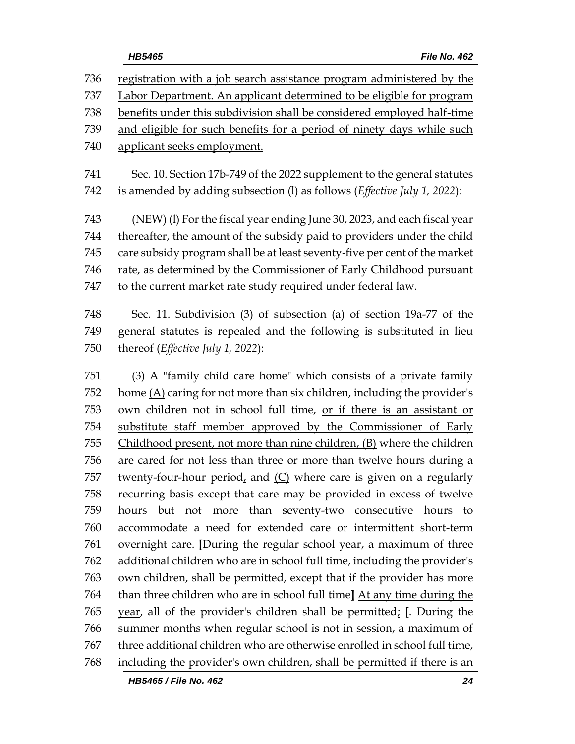registration with a job search assistance program administered by the Labor Department. An applicant determined to be eligible for program benefits under this subdivision shall be considered employed half-time and eligible for such benefits for a period of ninety days while such applicant seeks employment.

Sec. 10. Section 17b-749 of the 2022 supplement to the general statutes is amended by adding subsection (l) as follows (*Effective July 1, 2022*):

(NEW) (l) For the fiscal year ending June 30, 2023, and each fiscal year thereafter, the amount of the subsidy paid to providers under the child care subsidy program shall be at least seventy-five per cent of the market rate, as determined by the Commissioner of Early Childhood pursuant to the current market rate study required under federal law.

Sec. 11. Subdivision (3) of subsection (a) of section 19a-77 of the general statutes is repealed and the following is substituted in lieu thereof (*Effective July 1, 2022*):

(3) A "family child care home" which consists of a private family home (A) caring for not more than six children, including the provider's own children not in school full time, or if there is an assistant or substitute staff member approved by the Commissioner of Early Childhood present, not more than nine children, (B) where the children are cared for not less than three or more than twelve hours during a twenty-four-hour period, and (C) where care is given on a regularly recurring basis except that care may be provided in excess of twelve hours but not more than seventy-two consecutive hours to accommodate a need for extended care or intermittent short-term overnight care. **[**During the regular school year, a maximum of three additional children who are in school full time, including the provider's own children, shall be permitted, except that if the provider has more than three children who are in school full time**]** At any time during the year, all of the provider's children shall be permitted; **[**. During the summer months when regular school is not in session, a maximum of three additional children who are otherwise enrolled in school full time, including the provider's own children, shall be permitted if there is an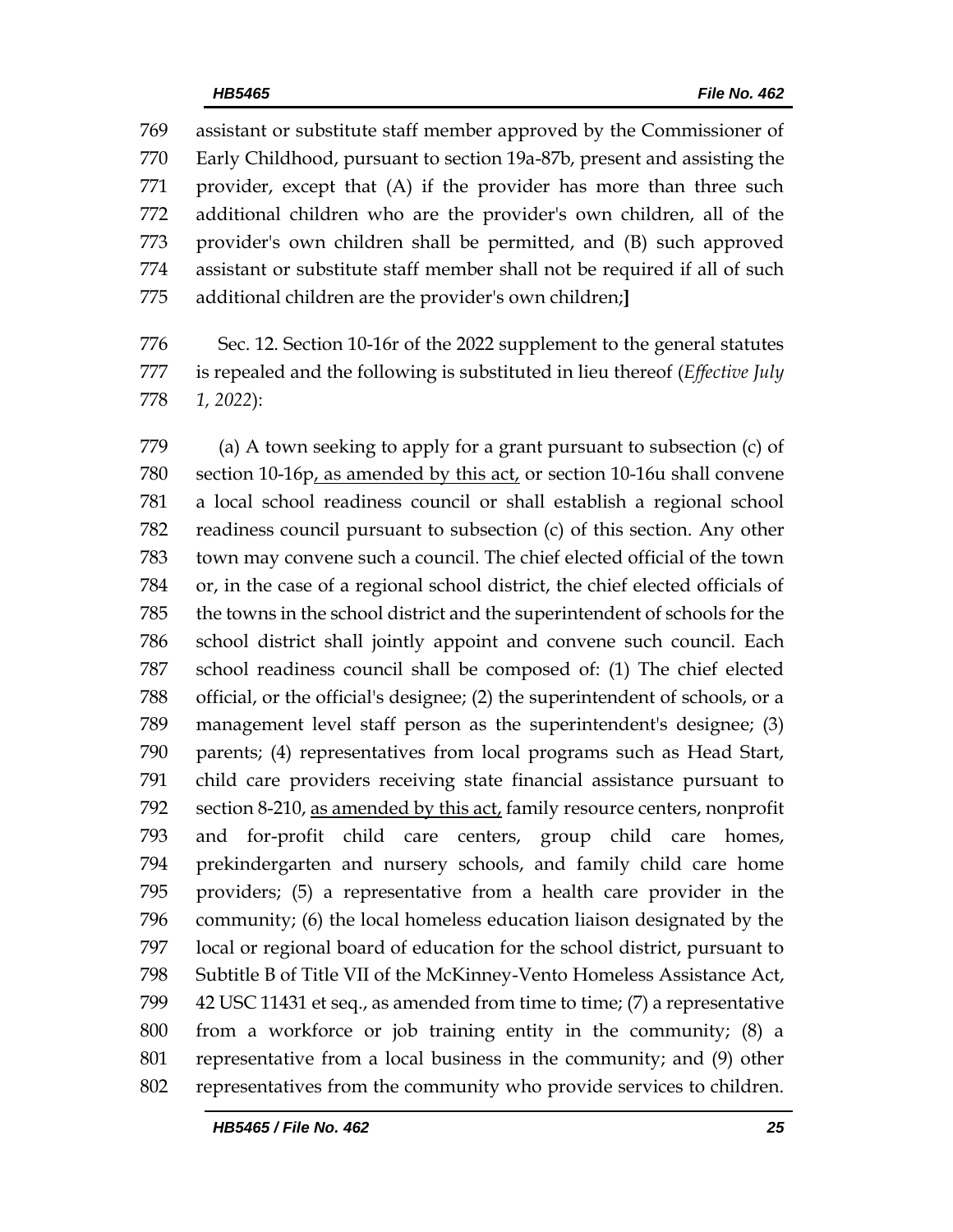assistant or substitute staff member approved by the Commissioner of Early Childhood, pursuant to section 19a-87b, present and assisting the provider, except that (A) if the provider has more than three such additional children who are the provider's own children, all of the provider's own children shall be permitted, and (B) such approved assistant or substitute staff member shall not be required if all of such additional children are the provider's own children;**]**

Sec. 12. Section 10-16r of the 2022 supplement to the general statutes is repealed and the following is substituted in lieu thereof (*Effective July 1, 2022*):

(a) A town seeking to apply for a grant pursuant to subsection (c) of section 10-16p<u>, as amended by this act,</u> or section 10-16u shall convene a local school readiness council or shall establish a regional school readiness council pursuant to subsection (c) of this section. Any other town may convene such a council. The chief elected official of the town or, in the case of a regional school district, the chief elected officials of the towns in the school district and the superintendent of schools for the school district shall jointly appoint and convene such council. Each school readiness council shall be composed of: (1) The chief elected official, or the official's designee; (2) the superintendent of schools, or a management level staff person as the superintendent's designee; (3) parents; (4) representatives from local programs such as Head Start, child care providers receiving state financial assistance pursuant to section 8-210, <u>as amended by this act,</u> family resource centers, nonprofit and for-profit child care centers, group child care homes, prekindergarten and nursery schools, and family child care home providers; (5) a representative from a health care provider in the community; (6) the local homeless education liaison designated by the local or regional board of education for the school district, pursuant to Subtitle B of Title VII of the McKinney-Vento Homeless Assistance Act, 42 USC 11431 et seq., as amended from time to time; (7) a representative from a workforce or job training entity in the community; (8) a representative from a local business in the community; and (9) other representatives from the community who provide services to children.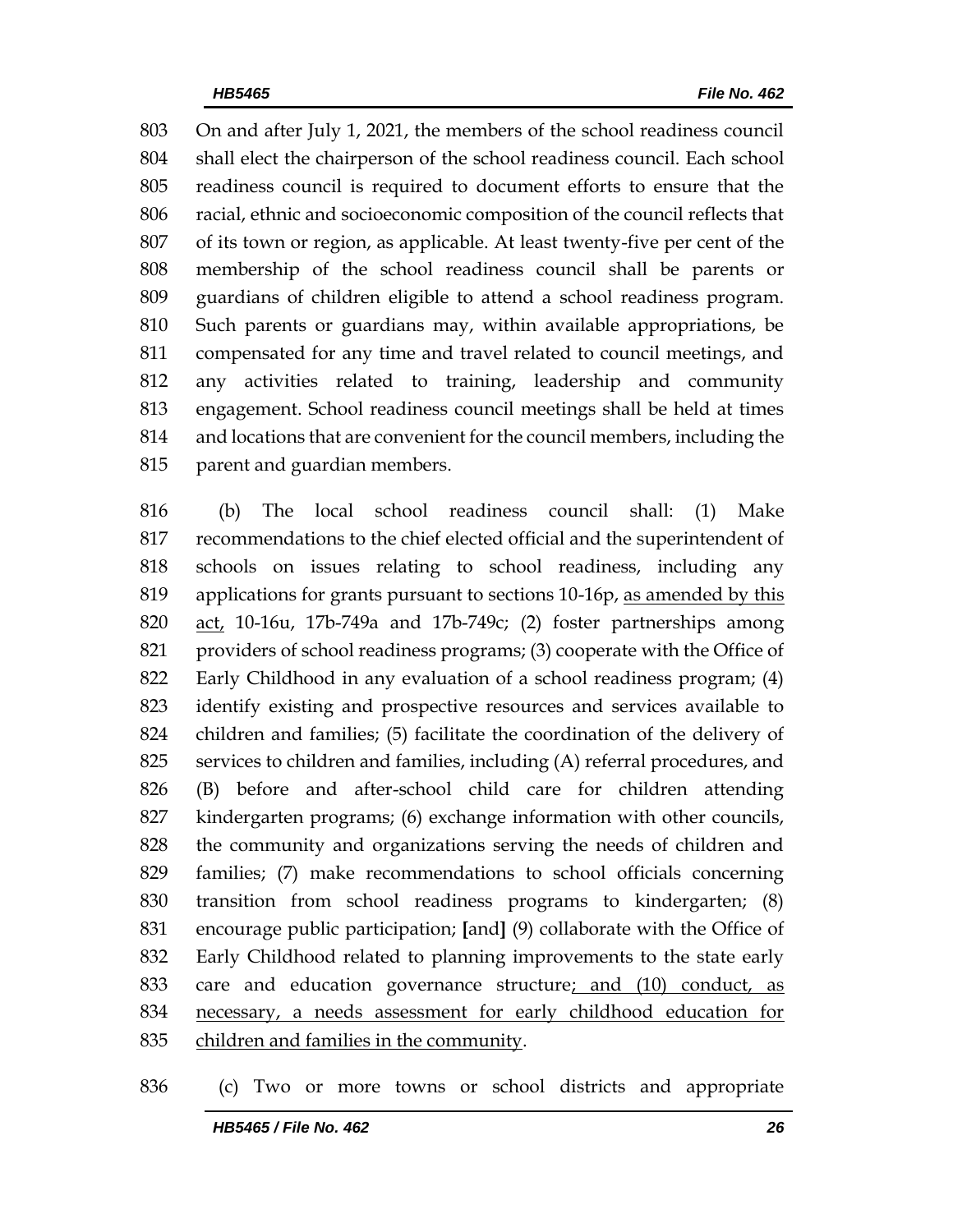On and after July 1, 2021, the members of the school readiness council shall elect the chairperson of the school readiness council. Each school readiness council is required to document efforts to ensure that the racial, ethnic and socioeconomic composition of the council reflects that of its town or region, as applicable. At least twenty-five per cent of the membership of the school readiness council shall be parents or guardians of children eligible to attend a school readiness program. Such parents or guardians may, within available appropriations, be compensated for any time and travel related to council meetings, and any activities related to training, leadership and community engagement. School readiness council meetings shall be held at times and locations that are convenient for the council members, including the parent and guardian members.

(b) The local school readiness council shall: (1) Make recommendations to the chief elected official and the superintendent of schools on issues relating to school readiness, including any applications for grants pursuant to sections 10-16p, <u>as amended by this act,</u> 10-16u, 17b-749a and 17b-749c; (2) foster partnerships among providers of school readiness programs; (3) cooperate with the Office of Early Childhood in any evaluation of a school readiness program; (4) identify existing and prospective resources and services available to children and families; (5) facilitate the coordination of the delivery of services to children and families, including (A) referral procedures, and (B) before and after-school child care for children attending kindergarten programs; (6) exchange information with other councils, the community and organizations serving the needs of children and families; (7) make recommendations to school officials concerning transition from school readiness programs to kindergarten; (8) encourage public participation; [and] (9) collaborate with the Office of Early Childhood related to planning improvements to the state early care and education governance structure<u>; and (10) conduct, as necessary, a needs assessment for early childhood education for children and families in the community</u>.

(c) Two or more towns or school districts and appropriate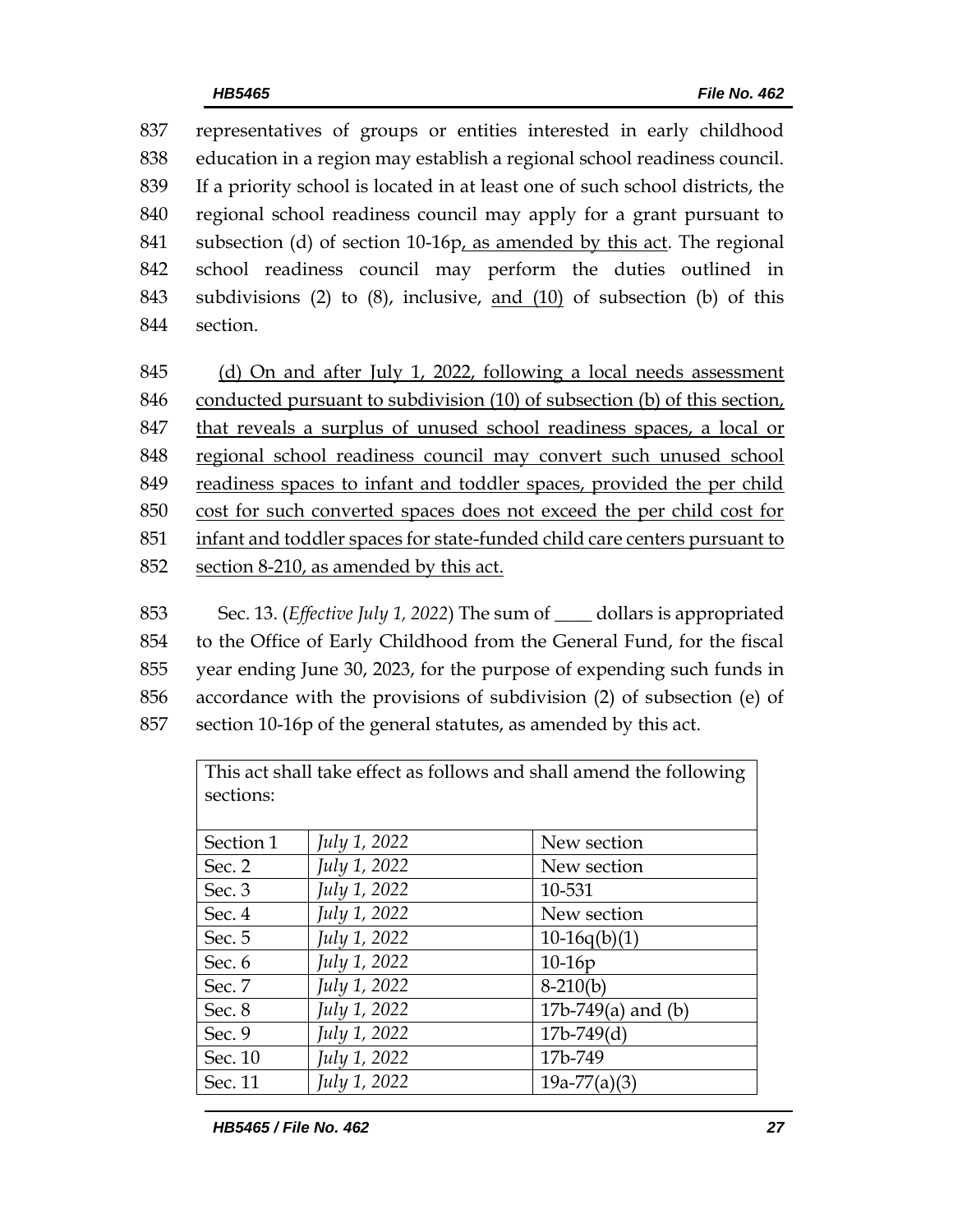837 representatives of groups or entities interested in early childhood
838 education in a region may establish a regional school readiness council.
839 If a priority school is located in at least one of such school districts, the
840 regional school readiness council may apply for a grant pursuant to
841 subsection (d) of section 10-16p<u>, as amended by this act</u>. The regional
842 school readiness council may perform the duties outlined in
843 subdivisions (2) to (8), inclusive, <u>and (10)</u> of subsection (b) of this
844 section.

845 <u>(d) On and after July 1, 2022, following a local needs assessment</u>
846 <u>conducted pursuant to subdivision (10) of subsection (b) of this section,</u>
847 <u>that reveals a surplus of unused school readiness spaces, a local or</u>
848 <u>regional school readiness council may convert such unused school</u>
849 <u>readiness spaces to infant and toddler spaces, provided the per child</u>
850 <u>cost for such converted spaces does not exceed the per child cost for</u>
851 <u>infant and toddler spaces for state-funded child care centers pursuant to</u>
852 <u>section 8-210, as amended by this act.</u>

853 Sec. 13. (*Effective July 1, 2022*) The sum of ____ dollars is appropriated
854 to the Office of Early Childhood from the General Fund, for the fiscal
855 year ending June 30, 2023, for the purpose of expending such funds in
856 accordance with the provisions of subdivision (2) of subsection (e) of
857 section 10-16p of the general statutes, as amended by this act.

| This act shall take effect as follows and shall amend the following sections: | | |
|---|---|---|
| Section 1 | *July 1, 2022* | New section |
| Sec. 2 | *July 1, 2022* | New section |
| Sec. 3 | *July 1, 2022* | 10-531 |
| Sec. 4 | *July 1, 2022* | New section |
| Sec. 5 | *July 1, 2022* | 10-16q(b)(1) |
| Sec. 6 | *July 1, 2022* | 10-16p |
| Sec. 7 | *July 1, 2022* | 8-210(b) |
| Sec. 8 | *July 1, 2022* | 17b-749(a) and (b) |
| Sec. 9 | *July 1, 2022* | 17b-749(d) |
| Sec. 10 | *July 1, 2022* | 17b-749 |
| Sec. 11 | *July 1, 2022* | 19a-77(a)(3) |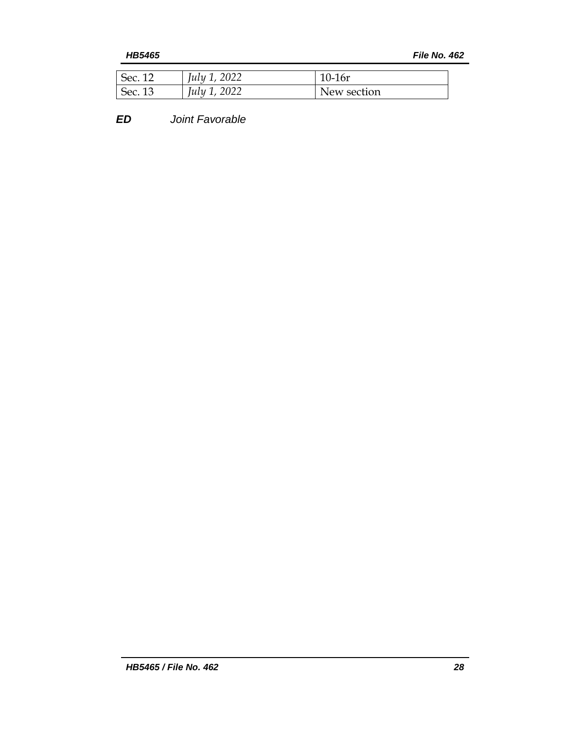| Sec. 12 | *July 1, 2022* | 10-16r |
|---|---|---|
| Sec. 13 | *July 1, 2022* | New section |

***ED*** *Joint Favorable*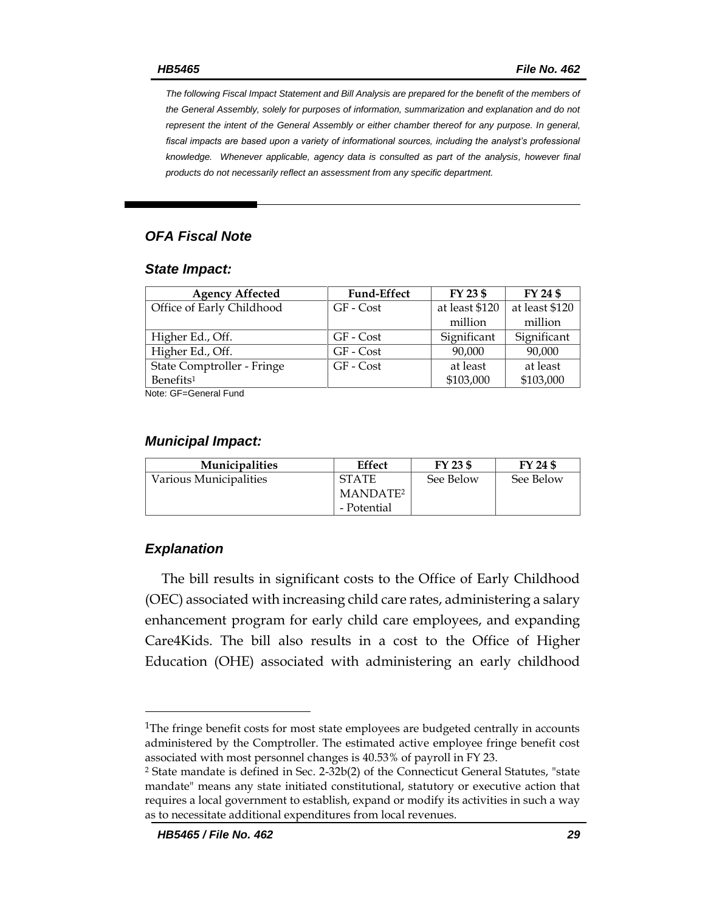*The following Fiscal Impact Statement and Bill Analysis are prepared for the benefit of the members of the General Assembly, solely for purposes of information, summarization and explanation and do not represent the intent of the General Assembly or either chamber thereof for any purpose. In general, fiscal impacts are based upon a variety of informational sources, including the analyst's professional knowledge. Whenever applicable, agency data is consulted as part of the analysis, however final products do not necessarily reflect an assessment from any specific department.*

## *OFA Fiscal Note*

### *State Impact:*

| Agency Affected | Fund-Effect | FY 23 $ | FY 24 $ |
|---|---|---|---|
| Office of Early Childhood | GF - Cost | at least $120 million | at least $120 million |
| Higher Ed., Off. | GF - Cost | Significant | Significant |
| Higher Ed., Off. | GF - Cost | 90,000 | 90,000 |
| State Comptroller - Fringe Benefits[1] | GF - Cost | at least $103,000 | at least $103,000 |

Note: GF=General Fund

### *Municipal Impact:*

| Municipalities | Effect | FY 23 $ | FY 24 $ |
|---|---|---|---|
| Various Municipalities | STATE MANDATE[2] - Potential | See Below | See Below |

### *Explanation*

The bill results in significant costs to the Office of Early Childhood (OEC) associated with increasing child care rates, administering a salary enhancement program for early child care employees, and expanding Care4Kids. The bill also results in a cost to the Office of Higher Education (OHE) associated with administering an early childhood

---

[1] The fringe benefit costs for most state employees are budgeted centrally in accounts administered by the Comptroller. The estimated active employee fringe benefit cost associated with most personnel changes is 40.53% of payroll in FY 23.

[2] State mandate is defined in Sec. 2-32b(2) of the Connecticut General Statutes, "state mandate" means any state initiated constitutional, statutory or executive action that requires a local government to establish, expand or modify its activities in such a way as to necessitate additional expenditures from local revenues.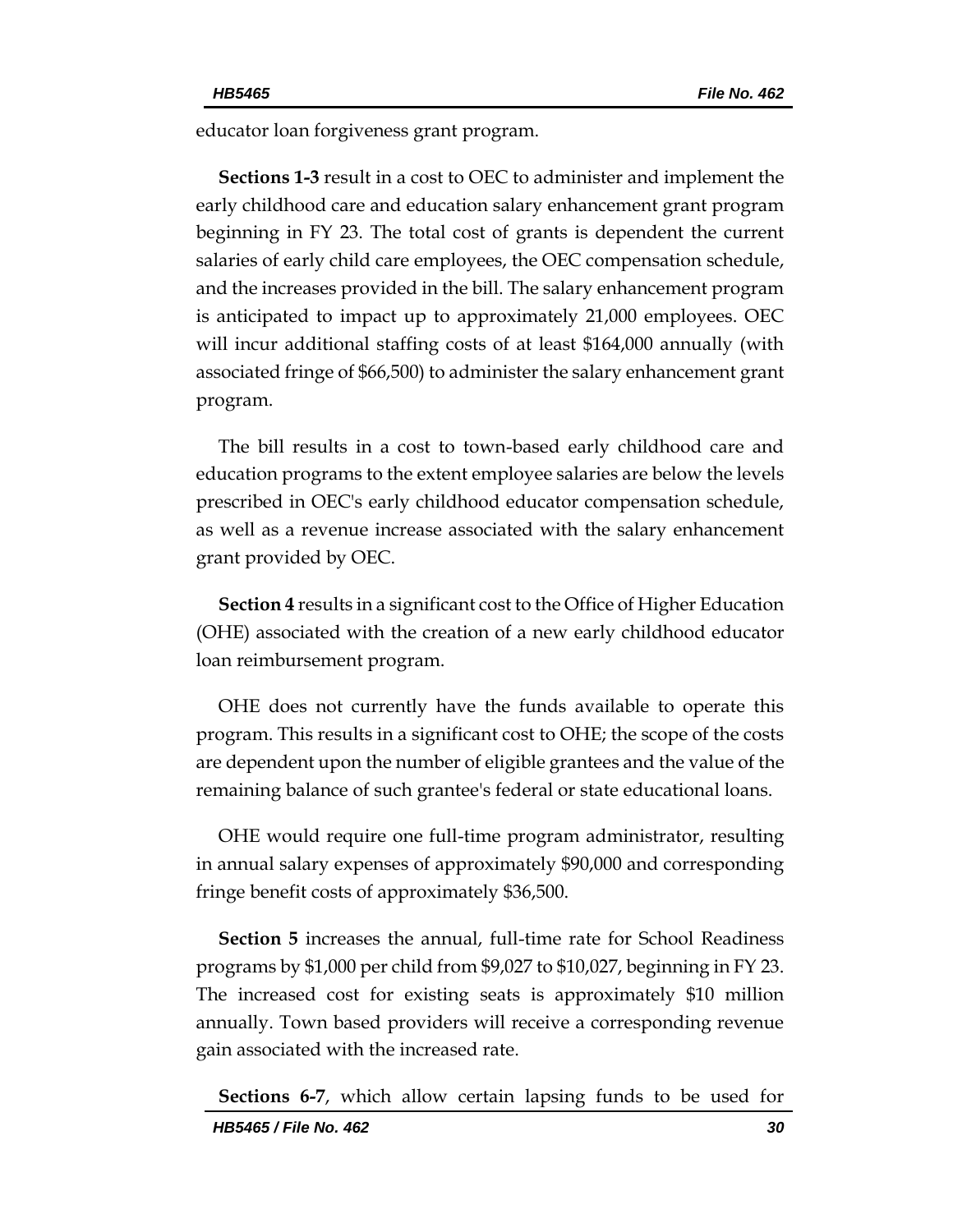educator loan forgiveness grant program.

**Sections 1-3** result in a cost to OEC to administer and implement the early childhood care and education salary enhancement grant program beginning in FY 23. The total cost of grants is dependent the current salaries of early child care employees, the OEC compensation schedule, and the increases provided in the bill. The salary enhancement program is anticipated to impact up to approximately 21,000 employees. OEC will incur additional staffing costs of at least $164,000 annually (with associated fringe of $66,500) to administer the salary enhancement grant program.

The bill results in a cost to town-based early childhood care and education programs to the extent employee salaries are below the levels prescribed in OEC's early childhood educator compensation schedule, as well as a revenue increase associated with the salary enhancement grant provided by OEC.

**Section 4** results in a significant cost to the Office of Higher Education (OHE) associated with the creation of a new early childhood educator loan reimbursement program.

OHE does not currently have the funds available to operate this program. This results in a significant cost to OHE; the scope of the costs are dependent upon the number of eligible grantees and the value of the remaining balance of such grantee's federal or state educational loans.

OHE would require one full-time program administrator, resulting in annual salary expenses of approximately $90,000 and corresponding fringe benefit costs of approximately $36,500.

**Section 5** increases the annual, full-time rate for School Readiness programs by $1,000 per child from $9,027 to $10,027, beginning in FY 23. The increased cost for existing seats is approximately $10 million annually. Town based providers will receive a corresponding revenue gain associated with the increased rate.

**Sections 6-7**, which allow certain lapsing funds to be used for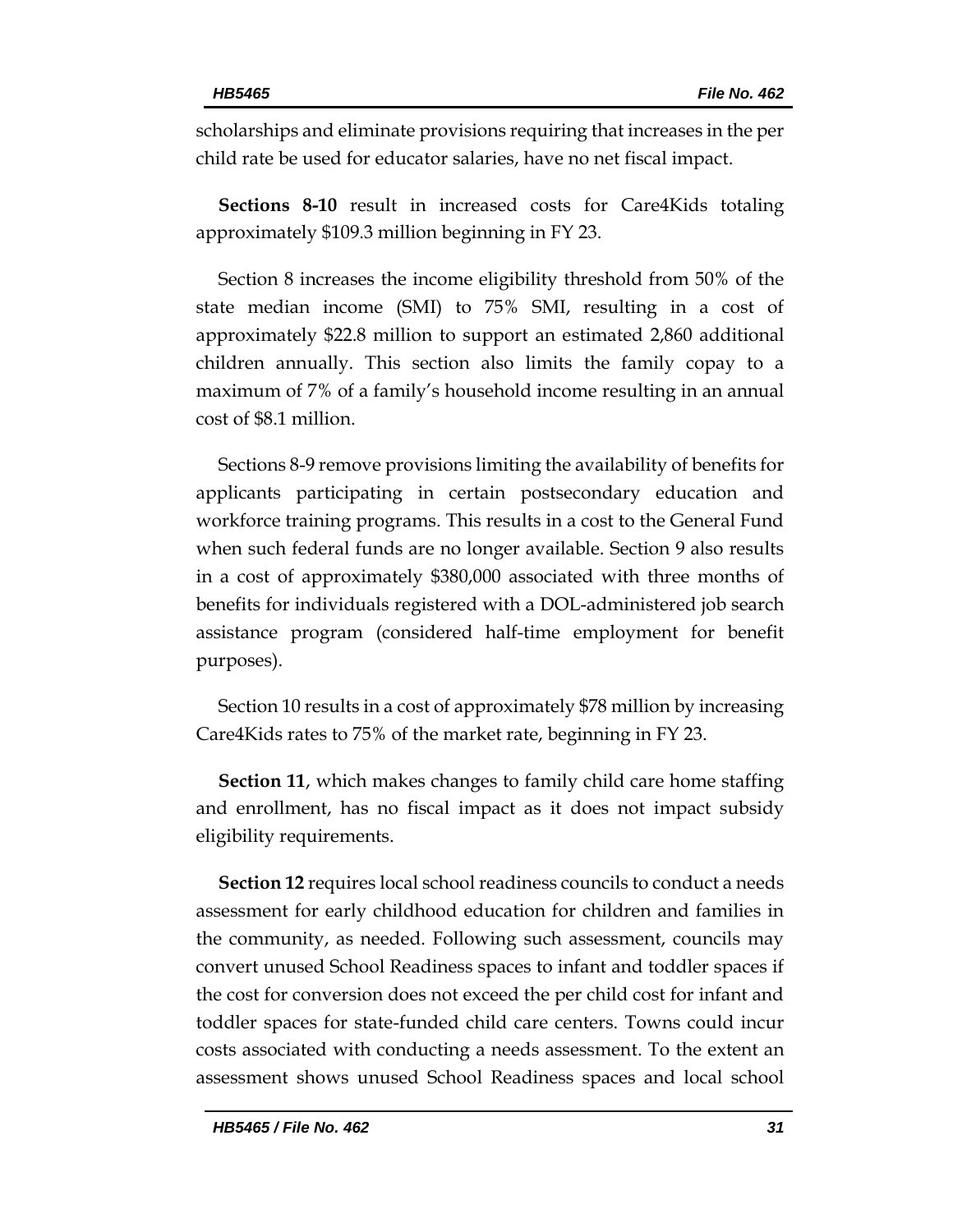scholarships and eliminate provisions requiring that increases in the per child rate be used for educator salaries, have no net fiscal impact.

**Sections 8-10** result in increased costs for Care4Kids totaling approximately $109.3 million beginning in FY 23.

Section 8 increases the income eligibility threshold from 50% of the state median income (SMI) to 75% SMI, resulting in a cost of approximately $22.8 million to support an estimated 2,860 additional children annually. This section also limits the family copay to a maximum of 7% of a family's household income resulting in an annual cost of $8.1 million.

Sections 8-9 remove provisions limiting the availability of benefits for applicants participating in certain postsecondary education and workforce training programs. This results in a cost to the General Fund when such federal funds are no longer available. Section 9 also results in a cost of approximately $380,000 associated with three months of benefits for individuals registered with a DOL-administered job search assistance program (considered half-time employment for benefit purposes).

Section 10 results in a cost of approximately $78 million by increasing Care4Kids rates to 75% of the market rate, beginning in FY 23.

**Section 11**, which makes changes to family child care home staffing and enrollment, has no fiscal impact as it does not impact subsidy eligibility requirements.

**Section 12** requires local school readiness councils to conduct a needs assessment for early childhood education for children and families in the community, as needed. Following such assessment, councils may convert unused School Readiness spaces to infant and toddler spaces if the cost for conversion does not exceed the per child cost for infant and toddler spaces for state-funded child care centers. Towns could incur costs associated with conducting a needs assessment. To the extent an assessment shows unused School Readiness spaces and local school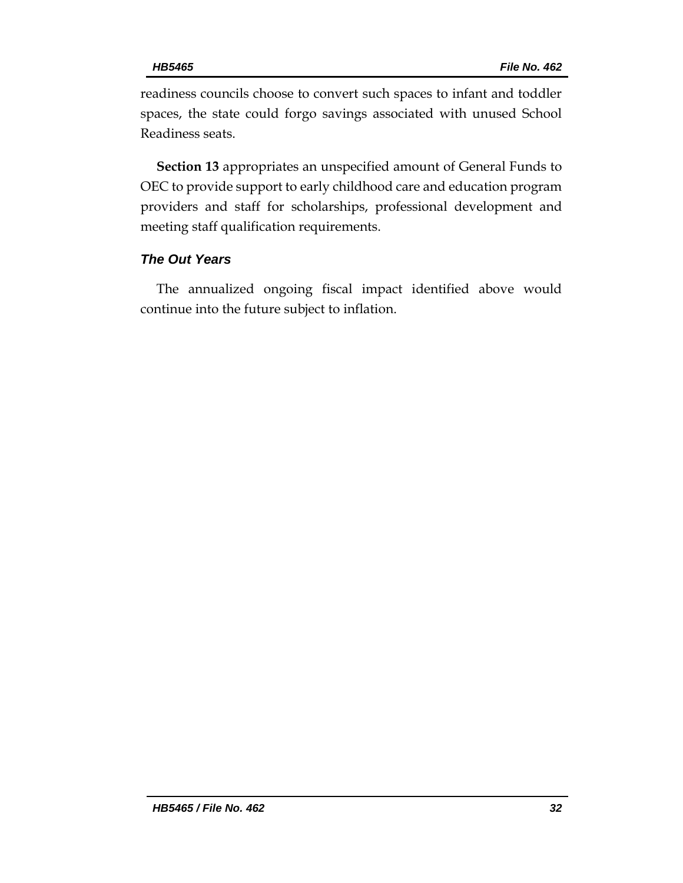readiness councils choose to convert such spaces to infant and toddler spaces, the state could forgo savings associated with unused School Readiness seats.

**Section 13** appropriates an unspecified amount of General Funds to OEC to provide support to early childhood care and education program providers and staff for scholarships, professional development and meeting staff qualification requirements.

### *The Out Years*

The annualized ongoing fiscal impact identified above would continue into the future subject to inflation.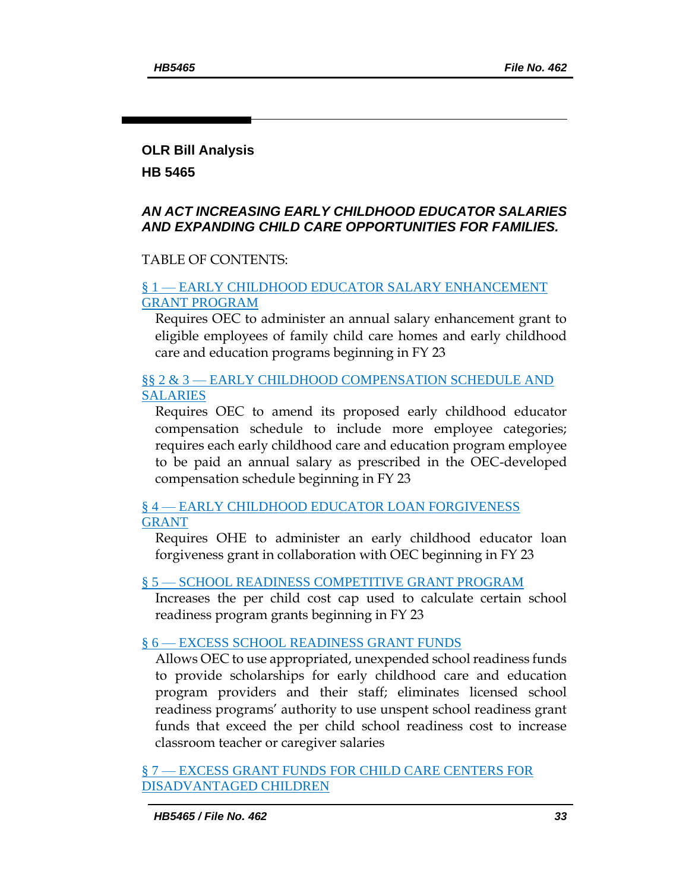## OLR Bill Analysis

## HB 5465

### *AN ACT INCREASING EARLY CHILDHOOD EDUCATOR SALARIES AND EXPANDING CHILD CARE OPPORTUNITIES FOR FAMILIES.*

TABLE OF CONTENTS:

[§ 1 — EARLY CHILDHOOD EDUCATOR SALARY ENHANCEMENT GRANT PROGRAM]

Requires OEC to administer an annual salary enhancement grant to eligible employees of family child care homes and early childhood care and education programs beginning in FY 23

[§§ 2 & 3 — EARLY CHILDHOOD COMPENSATION SCHEDULE AND SALARIES]

Requires OEC to amend its proposed early childhood educator compensation schedule to include more employee categories; requires each early childhood care and education program employee to be paid an annual salary as prescribed in the OEC-developed compensation schedule beginning in FY 23

[§ 4 — EARLY CHILDHOOD EDUCATOR LOAN FORGIVENESS GRANT]

Requires OHE to administer an early childhood educator loan forgiveness grant in collaboration with OEC beginning in FY 23

[§ 5 — SCHOOL READINESS COMPETITIVE GRANT PROGRAM]

Increases the per child cost cap used to calculate certain school readiness program grants beginning in FY 23

[§ 6 — EXCESS SCHOOL READINESS GRANT FUNDS]

Allows OEC to use appropriated, unexpended school readiness funds to provide scholarships for early childhood care and education program providers and their staff; eliminates licensed school readiness programs' authority to use unspent school readiness grant funds that exceed the per child school readiness cost to increase classroom teacher or caregiver salaries

[§ 7 — EXCESS GRANT FUNDS FOR CHILD CARE CENTERS FOR DISADVANTAGED CHILDREN]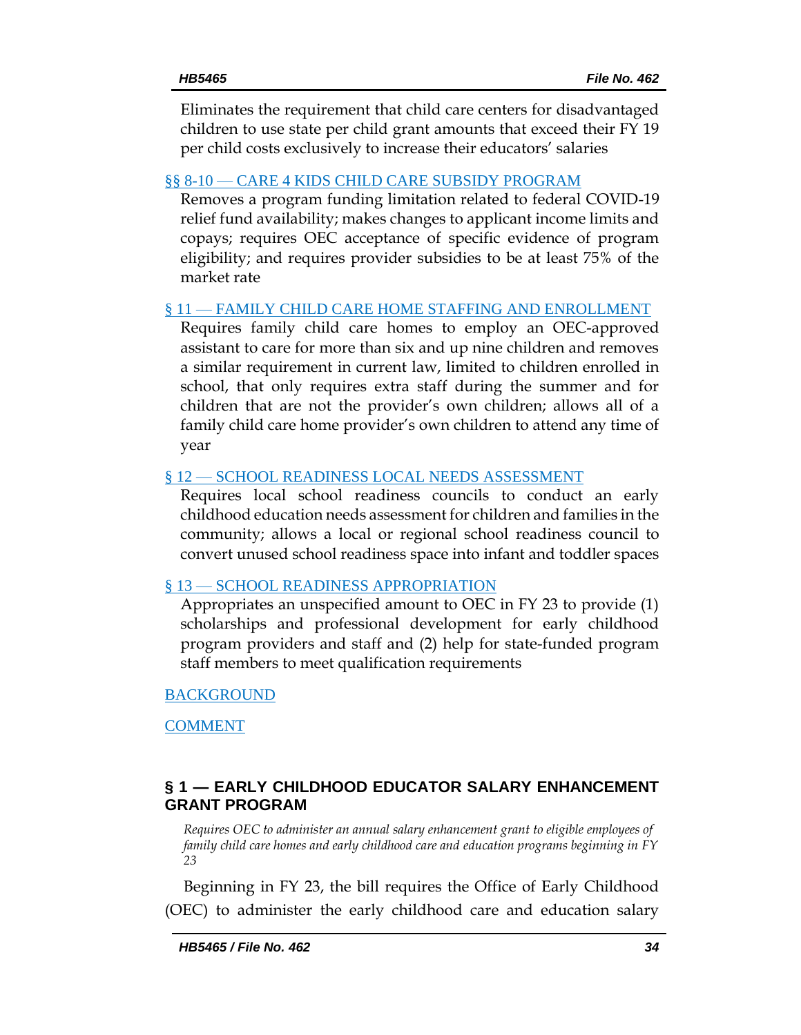Eliminates the requirement that child care centers for disadvantaged children to use state per child grant amounts that exceed their FY 19 per child costs exclusively to increase their educators' salaries

§§ 8-10 — CARE 4 KIDS CHILD CARE SUBSIDY PROGRAM

Removes a program funding limitation related to federal COVID-19 relief fund availability; makes changes to applicant income limits and copays; requires OEC acceptance of specific evidence of program eligibility; and requires provider subsidies to be at least 75% of the market rate

§ 11 — FAMILY CHILD CARE HOME STAFFING AND ENROLLMENT

Requires family child care homes to employ an OEC-approved assistant to care for more than six and up nine children and removes a similar requirement in current law, limited to children enrolled in school, that only requires extra staff during the summer and for children that are not the provider's own children; allows all of a family child care home provider's own children to attend any time of year

§ 12 — SCHOOL READINESS LOCAL NEEDS ASSESSMENT

Requires local school readiness councils to conduct an early childhood education needs assessment for children and families in the community; allows a local or regional school readiness council to convert unused school readiness space into infant and toddler spaces

§ 13 — SCHOOL READINESS APPROPRIATION

Appropriates an unspecified amount to OEC in FY 23 to provide (1) scholarships and professional development for early childhood program providers and staff and (2) help for state-funded program staff members to meet qualification requirements

BACKGROUND

COMMENT

## § 1 — EARLY CHILDHOOD EDUCATOR SALARY ENHANCEMENT GRANT PROGRAM

*Requires OEC to administer an annual salary enhancement grant to eligible employees of family child care homes and early childhood care and education programs beginning in FY 23*

Beginning in FY 23, the bill requires the Office of Early Childhood (OEC) to administer the early childhood care and education salary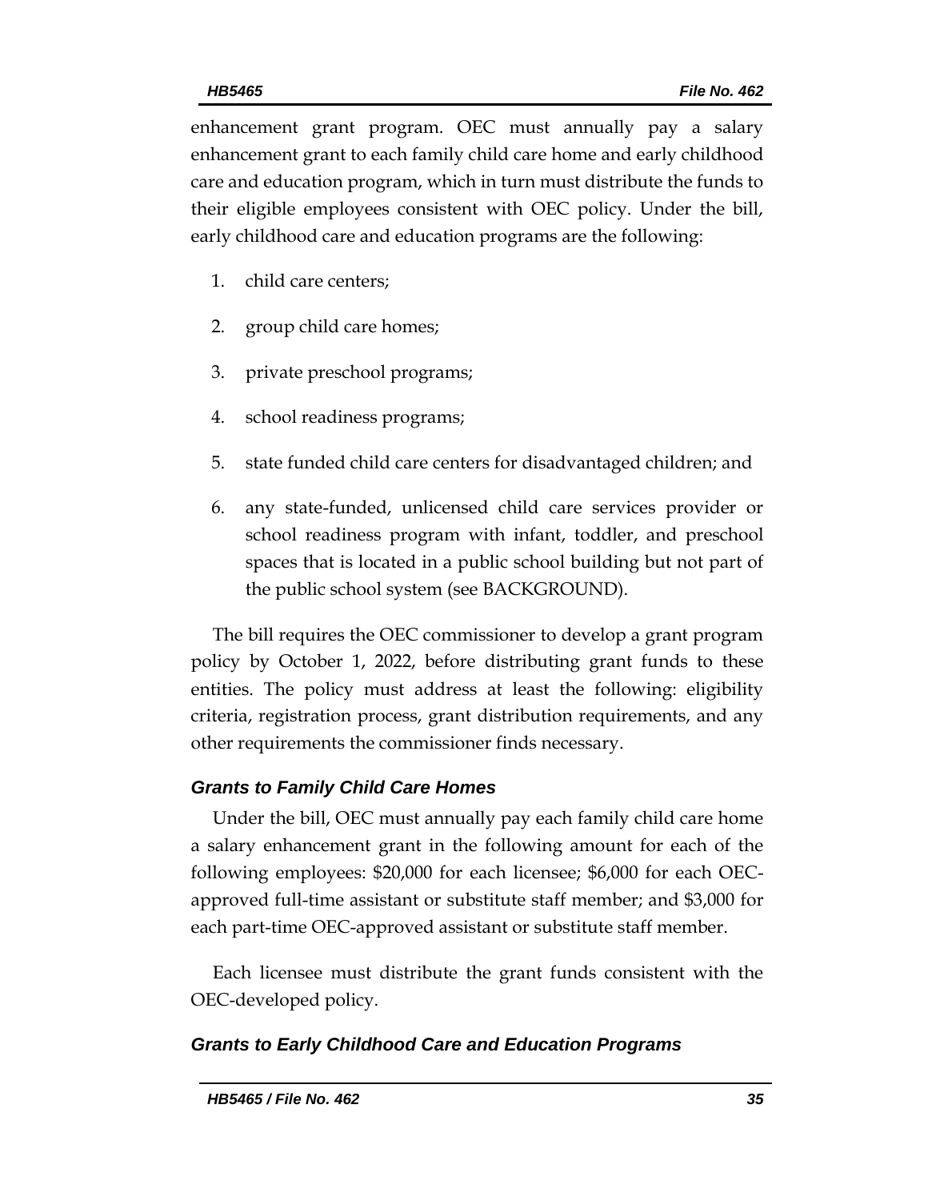enhancement grant program. OEC must annually pay a salary enhancement grant to each family child care home and early childhood care and education program, which in turn must distribute the funds to their eligible employees consistent with OEC policy. Under the bill, early childhood care and education programs are the following:

1. child care centers;
2. group child care homes;
3. private preschool programs;
4. school readiness programs;
5. state funded child care centers for disadvantaged children; and
6. any state-funded, unlicensed child care services provider or school readiness program with infant, toddler, and preschool spaces that is located in a public school building but not part of the public school system (see BACKGROUND).

The bill requires the OEC commissioner to develop a grant program policy by October 1, 2022, before distributing grant funds to these entities. The policy must address at least the following: eligibility criteria, registration process, grant distribution requirements, and any other requirements the commissioner finds necessary.

### *Grants to Family Child Care Homes*

Under the bill, OEC must annually pay each family child care home a salary enhancement grant in the following amount for each of the following employees: $20,000 for each licensee; $6,000 for each OEC-approved full-time assistant or substitute staff member; and $3,000 for each part-time OEC-approved assistant or substitute staff member.

Each licensee must distribute the grant funds consistent with the OEC-developed policy.

### *Grants to Early Childhood Care and Education Programs*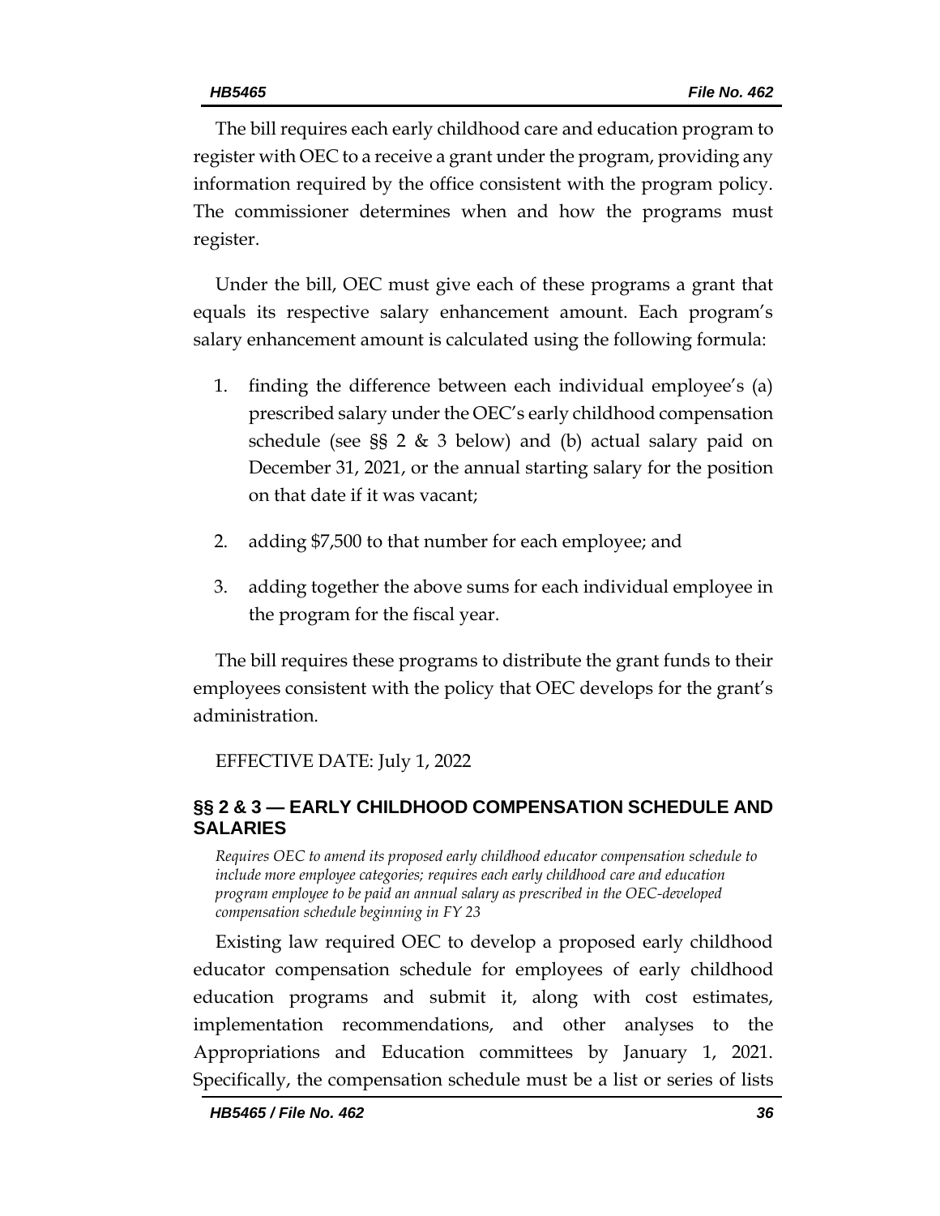The bill requires each early childhood care and education program to register with OEC to a receive a grant under the program, providing any information required by the office consistent with the program policy. The commissioner determines when and how the programs must register.

Under the bill, OEC must give each of these programs a grant that equals its respective salary enhancement amount. Each program's salary enhancement amount is calculated using the following formula:

1. finding the difference between each individual employee's (a) prescribed salary under the OEC's early childhood compensation schedule (see §§ 2 & 3 below) and (b) actual salary paid on December 31, 2021, or the annual starting salary for the position on that date if it was vacant;
2. adding $7,500 to that number for each employee; and
3. adding together the above sums for each individual employee in the program for the fiscal year.

The bill requires these programs to distribute the grant funds to their employees consistent with the policy that OEC develops for the grant's administration.

EFFECTIVE DATE: July 1, 2022

## §§ 2 & 3 — EARLY CHILDHOOD COMPENSATION SCHEDULE AND SALARIES

*Requires OEC to amend its proposed early childhood educator compensation schedule to include more employee categories; requires each early childhood care and education program employee to be paid an annual salary as prescribed in the OEC-developed compensation schedule beginning in FY 23*

Existing law required OEC to develop a proposed early childhood educator compensation schedule for employees of early childhood education programs and submit it, along with cost estimates, implementation recommendations, and other analyses to the Appropriations and Education committees by January 1, 2021. Specifically, the compensation schedule must be a list or series of lists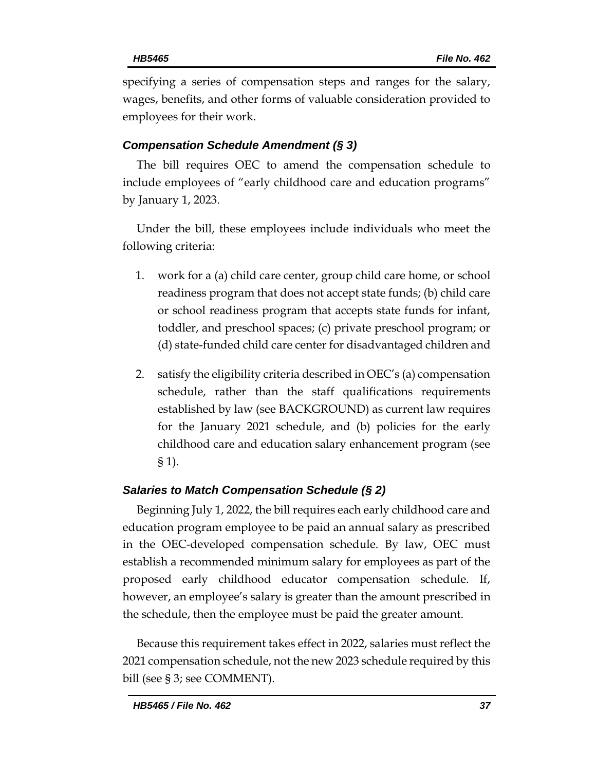specifying a series of compensation steps and ranges for the salary, wages, benefits, and other forms of valuable consideration provided to employees for their work.

### *Compensation Schedule Amendment (§ 3)*

The bill requires OEC to amend the compensation schedule to include employees of "early childhood care and education programs" by January 1, 2023.

Under the bill, these employees include individuals who meet the following criteria:

1. work for a (a) child care center, group child care home, or school readiness program that does not accept state funds; (b) child care or school readiness program that accepts state funds for infant, toddler, and preschool spaces; (c) private preschool program; or (d) state-funded child care center for disadvantaged children and
2. satisfy the eligibility criteria described in OEC's (a) compensation schedule, rather than the staff qualifications requirements established by law (see BACKGROUND) as current law requires for the January 2021 schedule, and (b) policies for the early childhood care and education salary enhancement program (see § 1).

### *Salaries to Match Compensation Schedule (§ 2)*

Beginning July 1, 2022, the bill requires each early childhood care and education program employee to be paid an annual salary as prescribed in the OEC-developed compensation schedule. By law, OEC must establish a recommended minimum salary for employees as part of the proposed early childhood educator compensation schedule. If, however, an employee's salary is greater than the amount prescribed in the schedule, then the employee must be paid the greater amount.

Because this requirement takes effect in 2022, salaries must reflect the 2021 compensation schedule, not the new 2023 schedule required by this bill (see § 3; see COMMENT).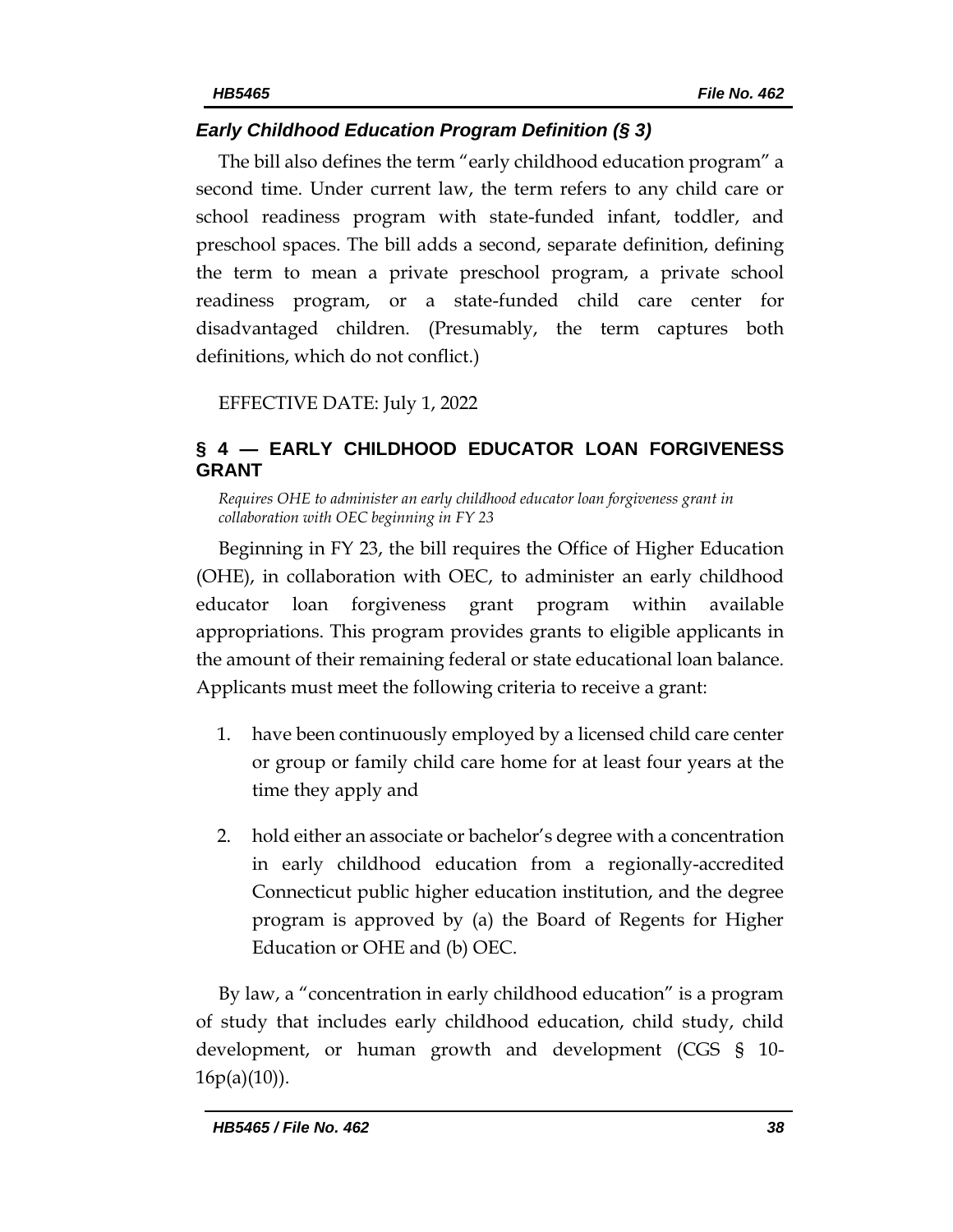### *Early Childhood Education Program Definition (§ 3)*

The bill also defines the term "early childhood education program" a second time. Under current law, the term refers to any child care or school readiness program with state-funded infant, toddler, and preschool spaces. The bill adds a second, separate definition, defining the term to mean a private preschool program, a private school readiness program, or a state-funded child care center for disadvantaged children. (Presumably, the term captures both definitions, which do not conflict.)

EFFECTIVE DATE: July 1, 2022

## § 4 — EARLY CHILDHOOD EDUCATOR LOAN FORGIVENESS GRANT

*Requires OHE to administer an early childhood educator loan forgiveness grant in collaboration with OEC beginning in FY 23*

Beginning in FY 23, the bill requires the Office of Higher Education (OHE), in collaboration with OEC, to administer an early childhood educator loan forgiveness grant program within available appropriations. This program provides grants to eligible applicants in the amount of their remaining federal or state educational loan balance. Applicants must meet the following criteria to receive a grant:

1. have been continuously employed by a licensed child care center or group or family child care home for at least four years at the time they apply and
2. hold either an associate or bachelor's degree with a concentration in early childhood education from a regionally-accredited Connecticut public higher education institution, and the degree program is approved by (a) the Board of Regents for Higher Education or OHE and (b) OEC.

By law, a "concentration in early childhood education" is a program of study that includes early childhood education, child study, child development, or human growth and development (CGS § 10-16p(a)(10)).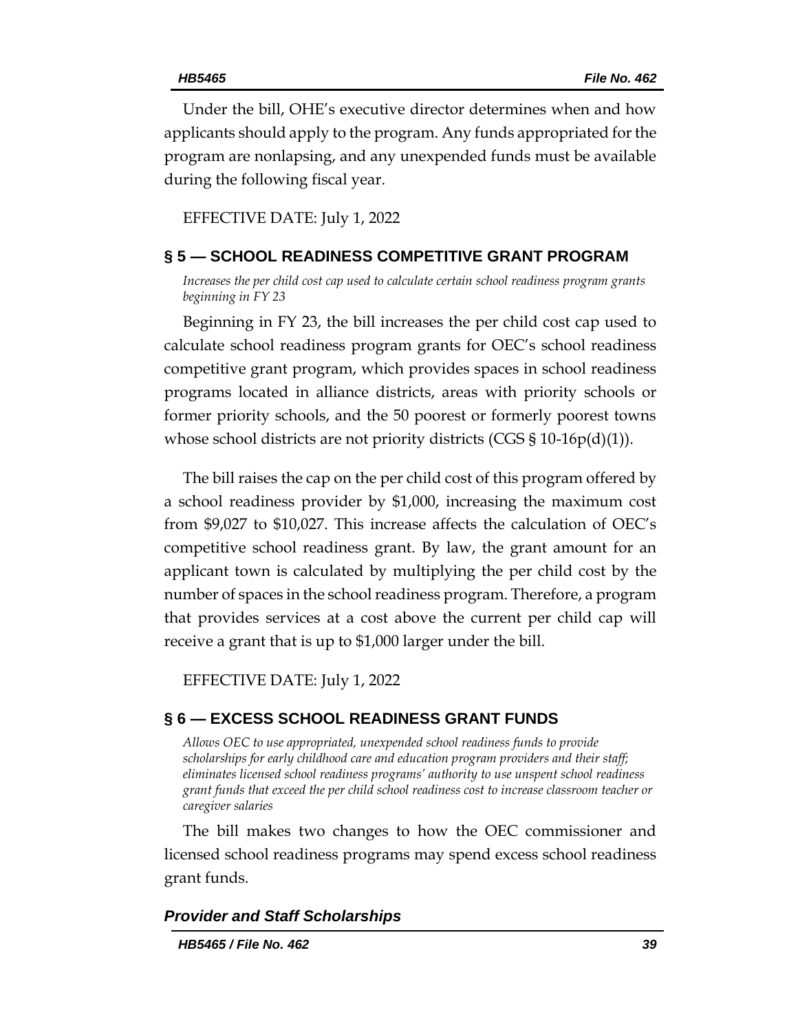Under the bill, OHE's executive director determines when and how applicants should apply to the program. Any funds appropriated for the program are nonlapsing, and any unexpended funds must be available during the following fiscal year.

EFFECTIVE DATE: July 1, 2022

## § 5 — SCHOOL READINESS COMPETITIVE GRANT PROGRAM

*Increases the per child cost cap used to calculate certain school readiness program grants beginning in FY 23*

Beginning in FY 23, the bill increases the per child cost cap used to calculate school readiness program grants for OEC's school readiness competitive grant program, which provides spaces in school readiness programs located in alliance districts, areas with priority schools or former priority schools, and the 50 poorest or formerly poorest towns whose school districts are not priority districts (CGS § 10-16p(d)(1)).

The bill raises the cap on the per child cost of this program offered by a school readiness provider by $1,000, increasing the maximum cost from $9,027 to $10,027. This increase affects the calculation of OEC's competitive school readiness grant. By law, the grant amount for an applicant town is calculated by multiplying the per child cost by the number of spaces in the school readiness program. Therefore, a program that provides services at a cost above the current per child cap will receive a grant that is up to $1,000 larger under the bill.

EFFECTIVE DATE: July 1, 2022

## § 6 — EXCESS SCHOOL READINESS GRANT FUNDS

*Allows OEC to use appropriated, unexpended school readiness funds to provide scholarships for early childhood care and education program providers and their staff; eliminates licensed school readiness programs' authority to use unspent school readiness grant funds that exceed the per child school readiness cost to increase classroom teacher or caregiver salaries*

The bill makes two changes to how the OEC commissioner and licensed school readiness programs may spend excess school readiness grant funds.

### *Provider and Staff Scholarships*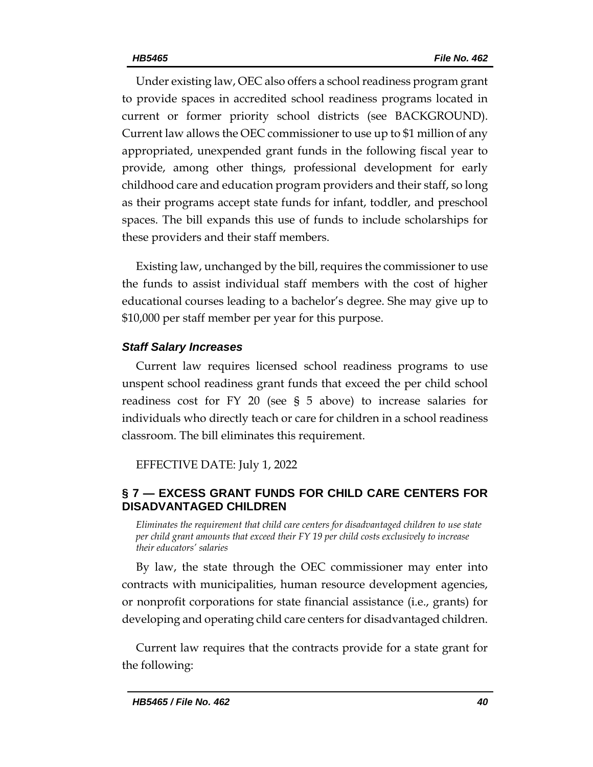Under existing law, OEC also offers a school readiness program grant to provide spaces in accredited school readiness programs located in current or former priority school districts (see BACKGROUND). Current law allows the OEC commissioner to use up to $1 million of any appropriated, unexpended grant funds in the following fiscal year to provide, among other things, professional development for early childhood care and education program providers and their staff, so long as their programs accept state funds for infant, toddler, and preschool spaces. The bill expands this use of funds to include scholarships for these providers and their staff members.

Existing law, unchanged by the bill, requires the commissioner to use the funds to assist individual staff members with the cost of higher educational courses leading to a bachelor's degree. She may give up to $10,000 per staff member per year for this purpose.

### *Staff Salary Increases*

Current law requires licensed school readiness programs to use unspent school readiness grant funds that exceed the per child school readiness cost for FY 20 (see § 5 above) to increase salaries for individuals who directly teach or care for children in a school readiness classroom. The bill eliminates this requirement.

EFFECTIVE DATE: July 1, 2022

## § 7 — EXCESS GRANT FUNDS FOR CHILD CARE CENTERS FOR DISADVANTAGED CHILDREN

*Eliminates the requirement that child care centers for disadvantaged children to use state per child grant amounts that exceed their FY 19 per child costs exclusively to increase their educators' salaries*

By law, the state through the OEC commissioner may enter into contracts with municipalities, human resource development agencies, or nonprofit corporations for state financial assistance (i.e., grants) for developing and operating child care centers for disadvantaged children.

Current law requires that the contracts provide for a state grant for the following: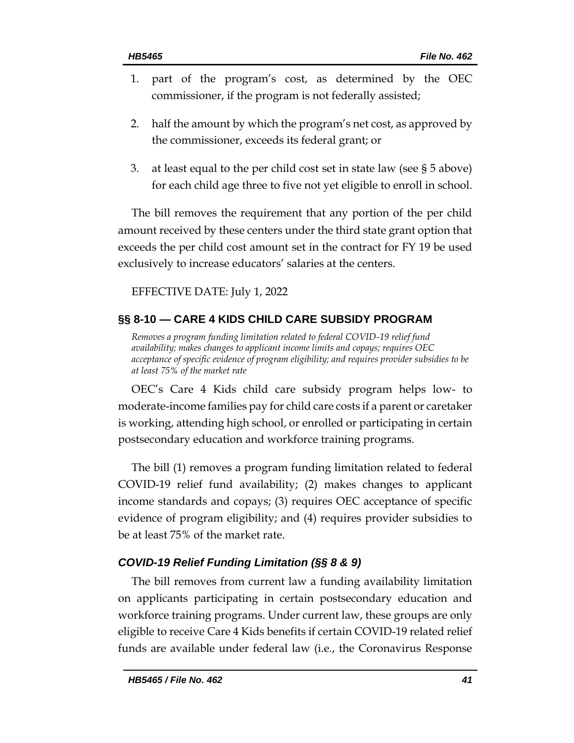1. part of the program's cost, as determined by the OEC commissioner, if the program is not federally assisted;
2. half the amount by which the program's net cost, as approved by the commissioner, exceeds its federal grant; or
3. at least equal to the per child cost set in state law (see § 5 above) for each child age three to five not yet eligible to enroll in school.

The bill removes the requirement that any portion of the per child amount received by these centers under the third state grant option that exceeds the per child cost amount set in the contract for FY 19 be used exclusively to increase educators' salaries at the centers.

EFFECTIVE DATE: July 1, 2022

## §§ 8-10 — CARE 4 KIDS CHILD CARE SUBSIDY PROGRAM

*Removes a program funding limitation related to federal COVID-19 relief fund availability; makes changes to applicant income limits and copays; requires OEC acceptance of specific evidence of program eligibility; and requires provider subsidies to be at least 75% of the market rate*

OEC's Care 4 Kids child care subsidy program helps low- to moderate-income families pay for child care costs if a parent or caretaker is working, attending high school, or enrolled or participating in certain postsecondary education and workforce training programs.

The bill (1) removes a program funding limitation related to federal COVID-19 relief fund availability; (2) makes changes to applicant income standards and copays; (3) requires OEC acceptance of specific evidence of program eligibility; and (4) requires provider subsidies to be at least 75% of the market rate.

### *COVID-19 Relief Funding Limitation (§§ 8 & 9)*

The bill removes from current law a funding availability limitation on applicants participating in certain postsecondary education and workforce training programs. Under current law, these groups are only eligible to receive Care 4 Kids benefits if certain COVID-19 related relief funds are available under federal law (i.e., the Coronavirus Response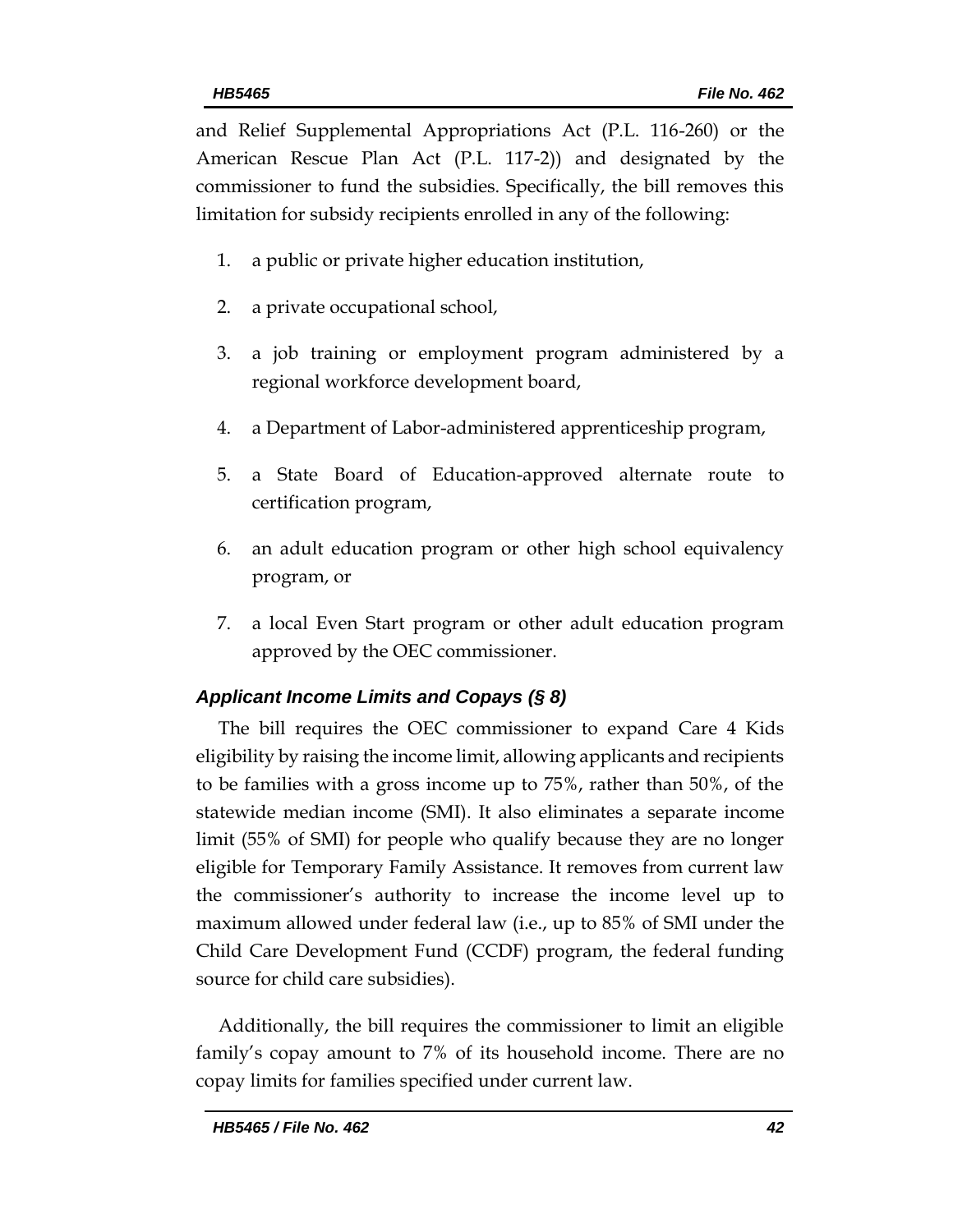and Relief Supplemental Appropriations Act (P.L. 116-260) or the American Rescue Plan Act (P.L. 117-2)) and designated by the commissioner to fund the subsidies. Specifically, the bill removes this limitation for subsidy recipients enrolled in any of the following:

1. a public or private higher education institution,
2. a private occupational school,
3. a job training or employment program administered by a regional workforce development board,
4. a Department of Labor-administered apprenticeship program,
5. a State Board of Education-approved alternate route to certification program,
6. an adult education program or other high school equivalency program, or
7. a local Even Start program or other adult education program approved by the OEC commissioner.

### *Applicant Income Limits and Copays (§ 8)*

The bill requires the OEC commissioner to expand Care 4 Kids eligibility by raising the income limit, allowing applicants and recipients to be families with a gross income up to 75%, rather than 50%, of the statewide median income (SMI). It also eliminates a separate income limit (55% of SMI) for people who qualify because they are no longer eligible for Temporary Family Assistance. It removes from current law the commissioner's authority to increase the income level up to maximum allowed under federal law (i.e., up to 85% of SMI under the Child Care Development Fund (CCDF) program, the federal funding source for child care subsidies).

Additionally, the bill requires the commissioner to limit an eligible family's copay amount to 7% of its household income. There are no copay limits for families specified under current law.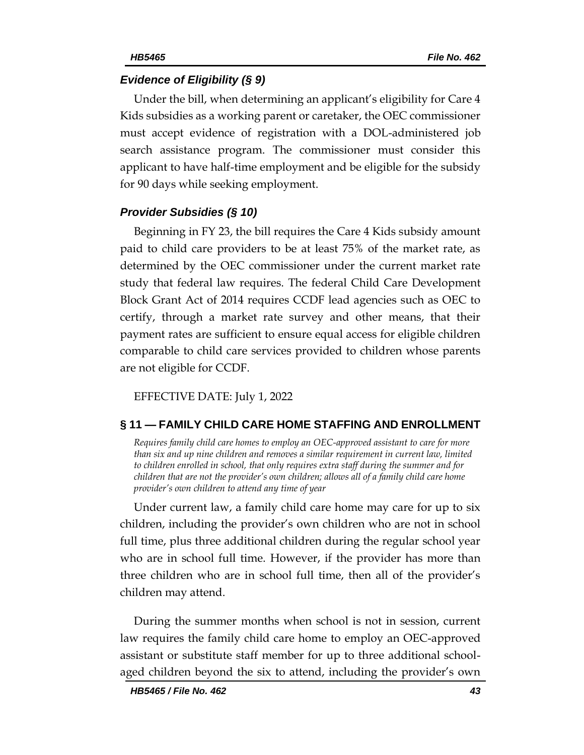### *Evidence of Eligibility (§ 9)*

Under the bill, when determining an applicant's eligibility for Care 4 Kids subsidies as a working parent or caretaker, the OEC commissioner must accept evidence of registration with a DOL-administered job search assistance program. The commissioner must consider this applicant to have half-time employment and be eligible for the subsidy for 90 days while seeking employment.

### *Provider Subsidies (§ 10)*

Beginning in FY 23, the bill requires the Care 4 Kids subsidy amount paid to child care providers to be at least 75% of the market rate, as determined by the OEC commissioner under the current market rate study that federal law requires. The federal Child Care Development Block Grant Act of 2014 requires CCDF lead agencies such as OEC to certify, through a market rate survey and other means, that their payment rates are sufficient to ensure equal access for eligible children comparable to child care services provided to children whose parents are not eligible for CCDF.

EFFECTIVE DATE: July 1, 2022

## § 11 — FAMILY CHILD CARE HOME STAFFING AND ENROLLMENT

*Requires family child care homes to employ an OEC-approved assistant to care for more than six and up nine children and removes a similar requirement in current law, limited to children enrolled in school, that only requires extra staff during the summer and for children that are not the provider's own children; allows all of a family child care home provider's own children to attend any time of year*

Under current law, a family child care home may care for up to six children, including the provider's own children who are not in school full time, plus three additional children during the regular school year who are in school full time. However, if the provider has more than three children who are in school full time, then all of the provider's children may attend.

During the summer months when school is not in session, current law requires the family child care home to employ an OEC-approved assistant or substitute staff member for up to three additional school-aged children beyond the six to attend, including the provider's own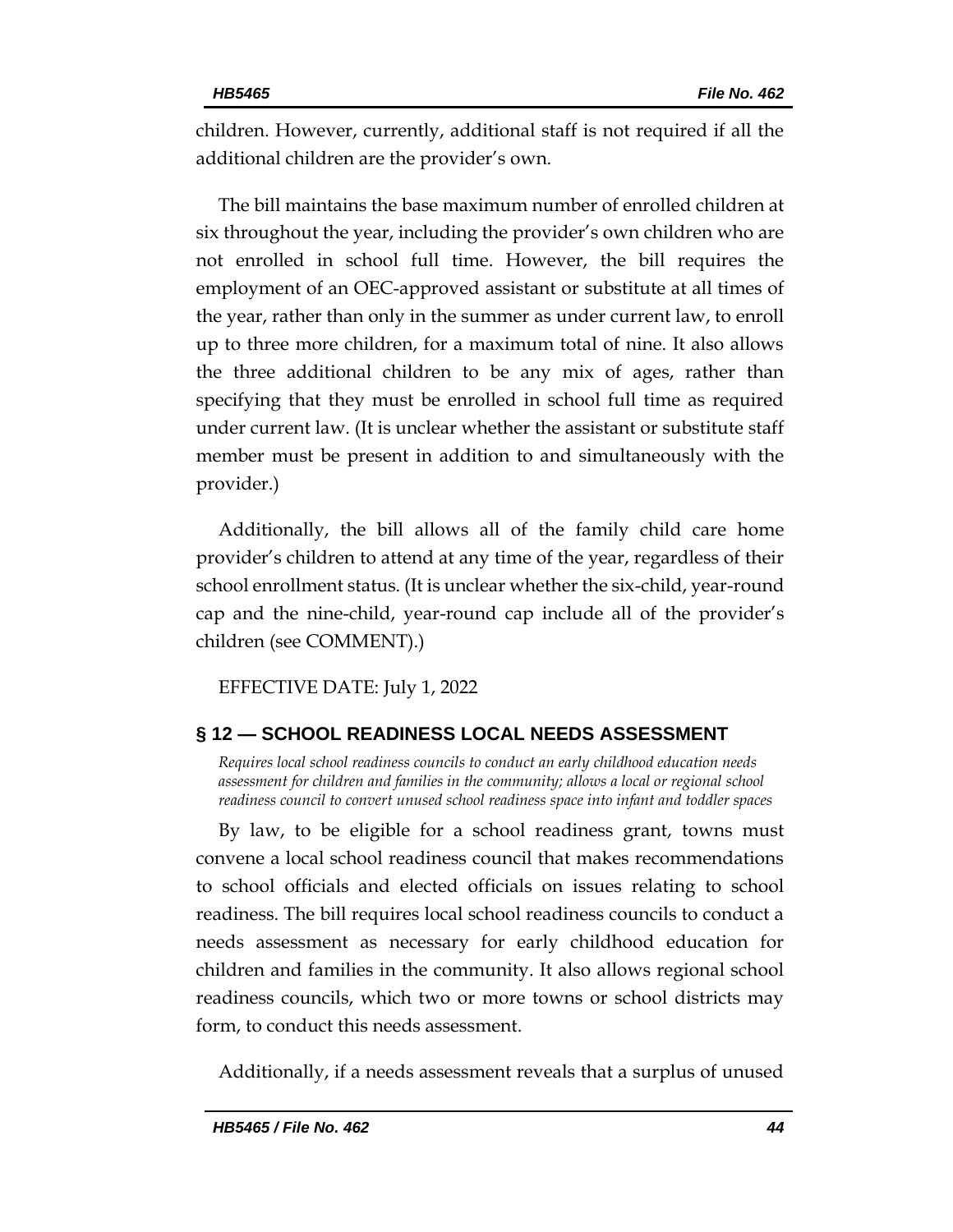children. However, currently, additional staff is not required if all the additional children are the provider's own.

The bill maintains the base maximum number of enrolled children at six throughout the year, including the provider's own children who are not enrolled in school full time. However, the bill requires the employment of an OEC-approved assistant or substitute at all times of the year, rather than only in the summer as under current law, to enroll up to three more children, for a maximum total of nine. It also allows the three additional children to be any mix of ages, rather than specifying that they must be enrolled in school full time as required under current law. (It is unclear whether the assistant or substitute staff member must be present in addition to and simultaneously with the provider.)

Additionally, the bill allows all of the family child care home provider's children to attend at any time of the year, regardless of their school enrollment status. (It is unclear whether the six-child, year-round cap and the nine-child, year-round cap include all of the provider's children (see COMMENT).)

EFFECTIVE DATE: July 1, 2022

## § 12 — SCHOOL READINESS LOCAL NEEDS ASSESSMENT

*Requires local school readiness councils to conduct an early childhood education needs assessment for children and families in the community; allows a local or regional school readiness council to convert unused school readiness space into infant and toddler spaces*

By law, to be eligible for a school readiness grant, towns must convene a local school readiness council that makes recommendations to school officials and elected officials on issues relating to school readiness. The bill requires local school readiness councils to conduct a needs assessment as necessary for early childhood education for children and families in the community. It also allows regional school readiness councils, which two or more towns or school districts may form, to conduct this needs assessment.

Additionally, if a needs assessment reveals that a surplus of unused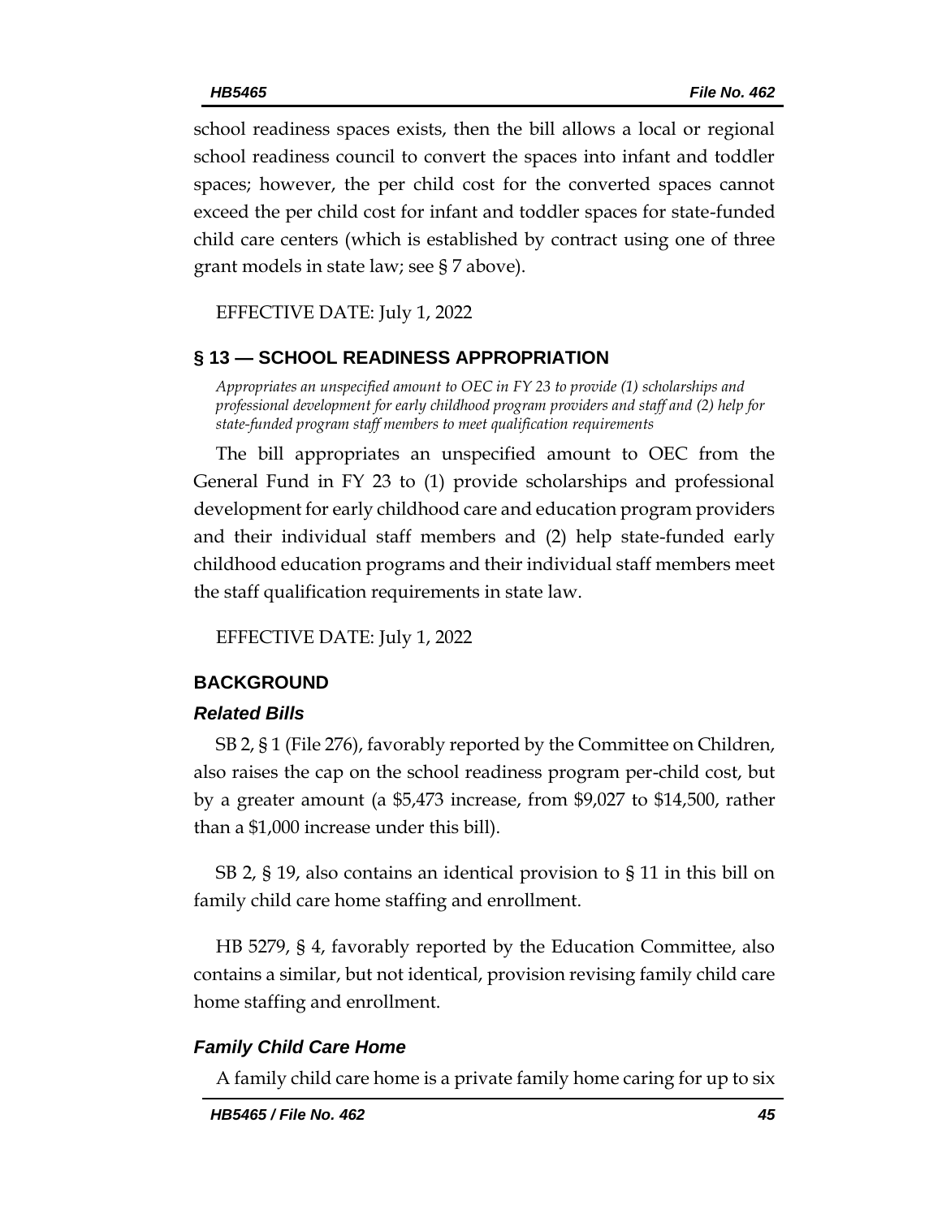school readiness spaces exists, then the bill allows a local or regional school readiness council to convert the spaces into infant and toddler spaces; however, the per child cost for the converted spaces cannot exceed the per child cost for infant and toddler spaces for state-funded child care centers (which is established by contract using one of three grant models in state law; see § 7 above).

EFFECTIVE DATE: July 1, 2022

## § 13 — SCHOOL READINESS APPROPRIATION

*Appropriates an unspecified amount to OEC in FY 23 to provide (1) scholarships and professional development for early childhood program providers and staff and (2) help for state-funded program staff members to meet qualification requirements*

The bill appropriates an unspecified amount to OEC from the General Fund in FY 23 to (1) provide scholarships and professional development for early childhood care and education program providers and their individual staff members and (2) help state-funded early childhood education programs and their individual staff members meet the staff qualification requirements in state law.

EFFECTIVE DATE: July 1, 2022

## BACKGROUND

### *Related Bills*

SB 2, § 1 (File 276), favorably reported by the Committee on Children, also raises the cap on the school readiness program per-child cost, but by a greater amount (a $5,473 increase, from $9,027 to $14,500, rather than a $1,000 increase under this bill).

SB 2, § 19, also contains an identical provision to § 11 in this bill on family child care home staffing and enrollment.

HB 5279, § 4, favorably reported by the Education Committee, also contains a similar, but not identical, provision revising family child care home staffing and enrollment.

### *Family Child Care Home*

A family child care home is a private family home caring for up to six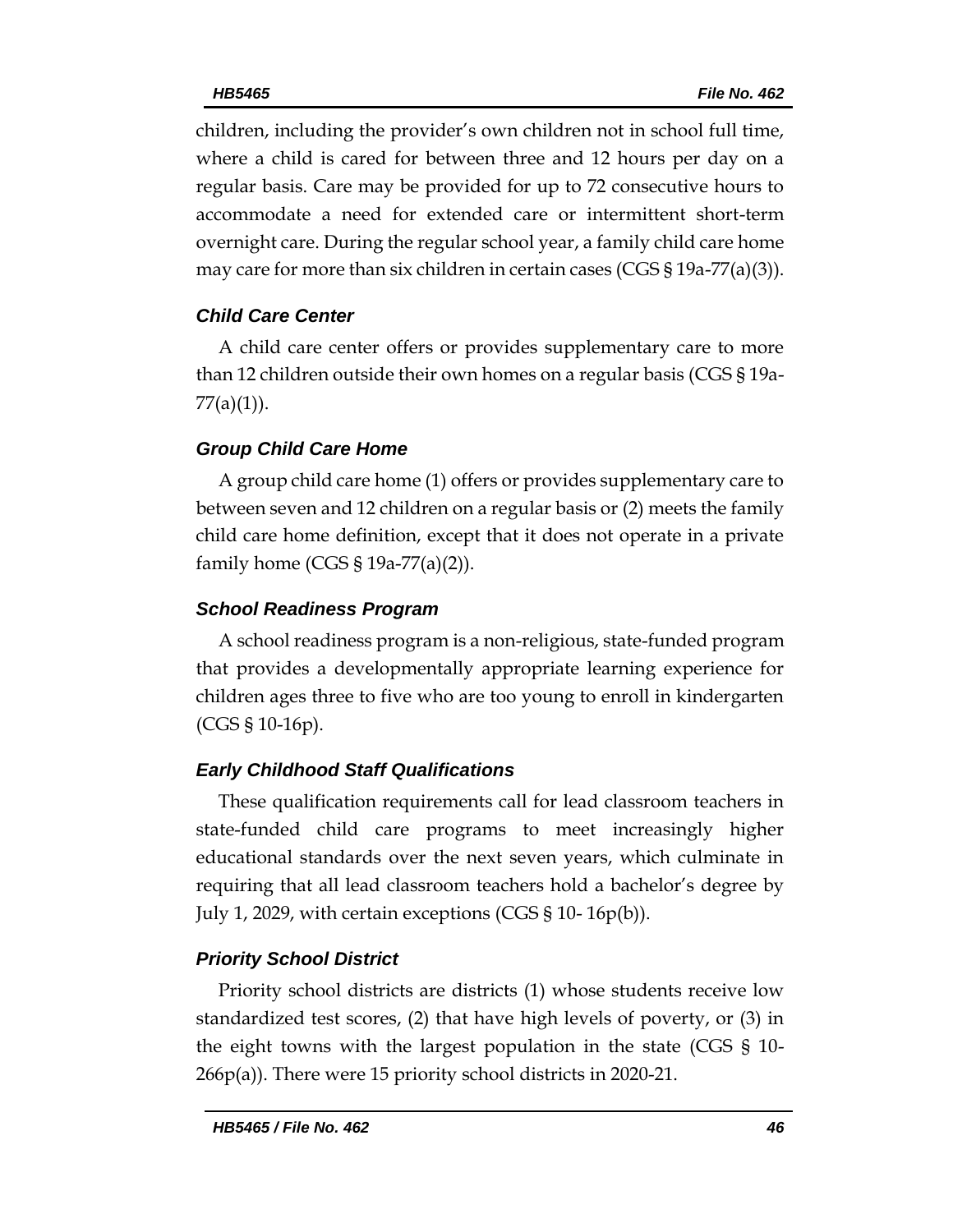children, including the provider's own children not in school full time, where a child is cared for between three and 12 hours per day on a regular basis. Care may be provided for up to 72 consecutive hours to accommodate a need for extended care or intermittent short-term overnight care. During the regular school year, a family child care home may care for more than six children in certain cases (CGS § 19a-77(a)(3)).

### *Child Care Center*

A child care center offers or provides supplementary care to more than 12 children outside their own homes on a regular basis (CGS § 19a-77(a)(1)).

### *Group Child Care Home*

A group child care home (1) offers or provides supplementary care to between seven and 12 children on a regular basis or (2) meets the family child care home definition, except that it does not operate in a private family home (CGS § 19a-77(a)(2)).

### *School Readiness Program*

A school readiness program is a non-religious, state-funded program that provides a developmentally appropriate learning experience for children ages three to five who are too young to enroll in kindergarten (CGS § 10-16p).

### *Early Childhood Staff Qualifications*

These qualification requirements call for lead classroom teachers in state-funded child care programs to meet increasingly higher educational standards over the next seven years, which culminate in requiring that all lead classroom teachers hold a bachelor's degree by July 1, 2029, with certain exceptions (CGS § 10- 16p(b)).

### *Priority School District*

Priority school districts are districts (1) whose students receive low standardized test scores, (2) that have high levels of poverty, or (3) in the eight towns with the largest population in the state (CGS § 10-266p(a)). There were 15 priority school districts in 2020-21.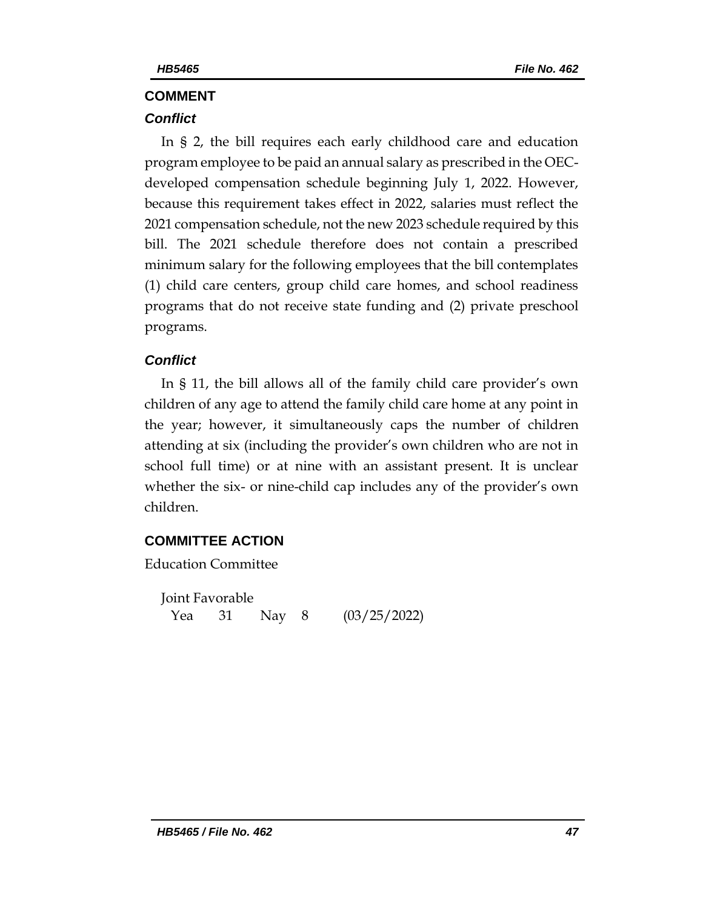## COMMENT

### *Conflict*

In § 2, the bill requires each early childhood care and education program employee to be paid an annual salary as prescribed in the OEC-developed compensation schedule beginning July 1, 2022. However, because this requirement takes effect in 2022, salaries must reflect the 2021 compensation schedule, not the new 2023 schedule required by this bill. The 2021 schedule therefore does not contain a prescribed minimum salary for the following employees that the bill contemplates (1) child care centers, group child care homes, and school readiness programs that do not receive state funding and (2) private preschool programs.

### *Conflict*

In § 11, the bill allows all of the family child care provider's own children of any age to attend the family child care home at any point in the year; however, it simultaneously caps the number of children attending at six (including the provider's own children who are not in school full time) or at nine with an assistant present. It is unclear whether the six- or nine-child cap includes any of the provider's own children.

## COMMITTEE ACTION

Education Committee

| | | | | |
|---|---|---|---|---|
| Joint Favorable | | | | |
| Yea | 31 | Nay | 8 | (03/25/2022) |